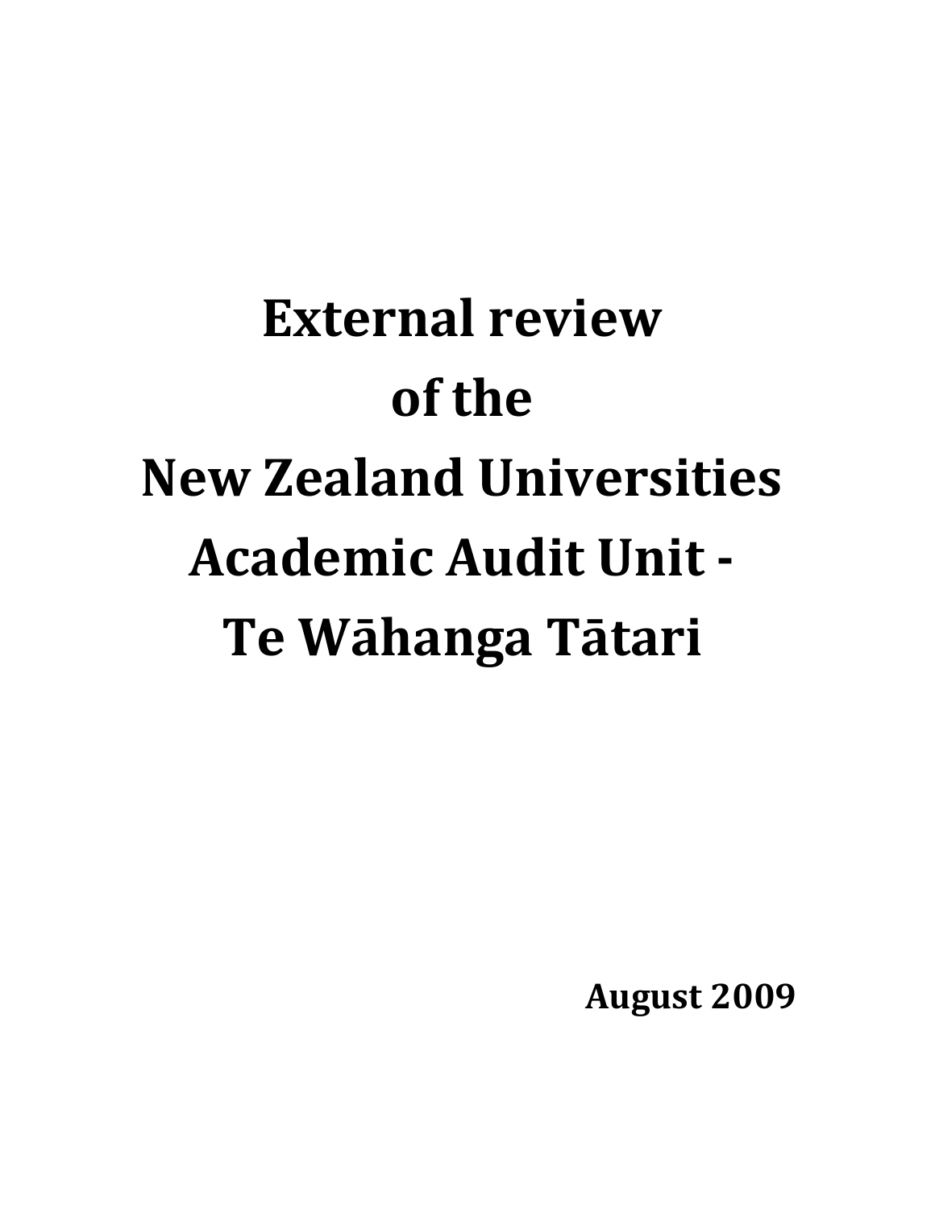# External review of the New Zealand Universities Academic Audit Unit - Te Wāhanga Tātari

**August 2009**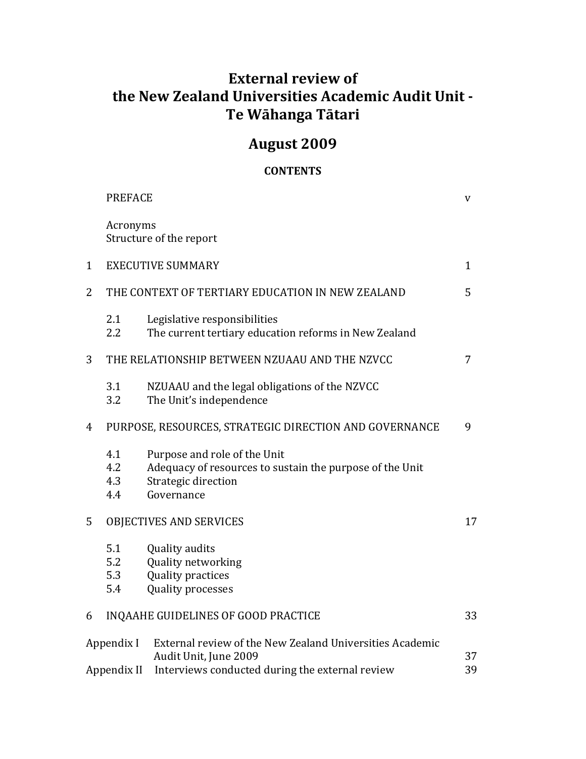# External review of the New Zealand Universities Academic Audit Unit - Te Wāhanga Tātari

## August 2009

### CONTENTS

| | | |
|---|---|---|
| | PREFACE | v |
| | Acronyms | |
| | Structure of the report | |
| 1 | EXECUTIVE SUMMARY | 1 |
| 2 | THE CONTEXT OF TERTIARY EDUCATION IN NEW ZEALAND | 5 |
| | 2.1 Legislative responsibilities | |
| | 2.2 The current tertiary education reforms in New Zealand | |
| 3 | THE RELATIONSHIP BETWEEN NZUAAU AND THE NZVCC | 7 |
| | 3.1 NZUAAU and the legal obligations of the NZVCC | |
| | 3.2 The Unit's independence | |
| 4 | PURPOSE, RESOURCES, STRATEGIC DIRECTION AND GOVERNANCE | 9 |
| | 4.1 Purpose and role of the Unit | |
| | 4.2 Adequacy of resources to sustain the purpose of the Unit | |
| | 4.3 Strategic direction | |
| | 4.4 Governance | |
| 5 | OBJECTIVES AND SERVICES | 17 |
| | 5.1 Quality audits | |
| | 5.2 Quality networking | |
| | 5.3 Quality practices | |
| | 5.4 Quality processes | |
| 6 | INQAAHE GUIDELINES OF GOOD PRACTICE | 33 |
| Appendix I | External review of the New Zealand Universities Academic Audit Unit, June 2009 | 37 |
| Appendix II | Interviews conducted during the external review | 39 |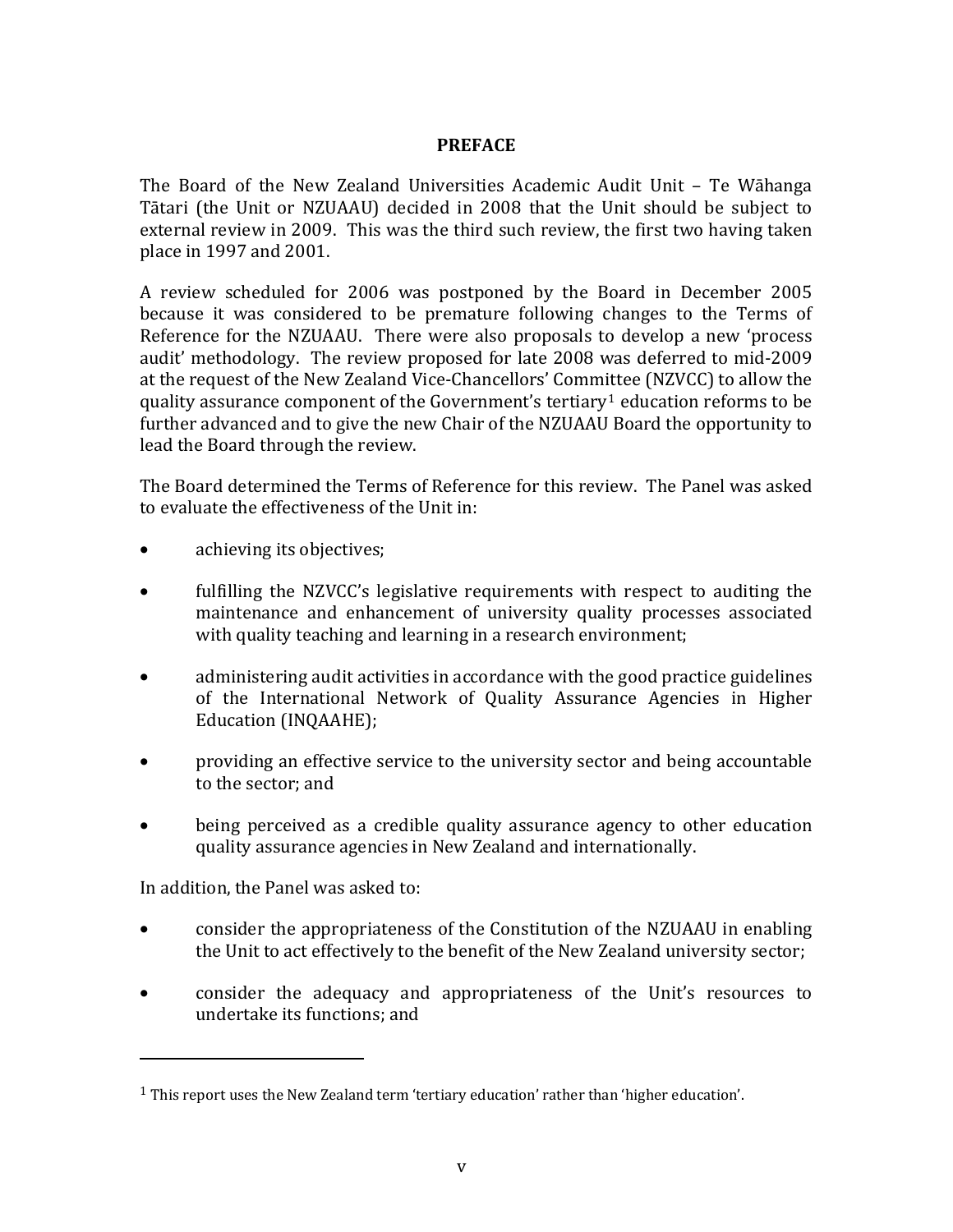## PREFACE

The Board of the New Zealand Universities Academic Audit Unit – Te Wāhanga Tātari (the Unit or NZUAAU) decided in 2008 that the Unit should be subject to external review in 2009. This was the third such review, the first two having taken place in 1997 and 2001.

A review scheduled for 2006 was postponed by the Board in December 2005 because it was considered to be premature following changes to the Terms of Reference for the NZUAAU. There were also proposals to develop a new 'process audit' methodology. The review proposed for late 2008 was deferred to mid-2009 at the request of the New Zealand Vice-Chancellors' Committee (NZVCC) to allow the quality assurance component of the Government's tertiary[1] education reforms to be further advanced and to give the new Chair of the NZUAAU Board the opportunity to lead the Board through the review.

The Board determined the Terms of Reference for this review. The Panel was asked to evaluate the effectiveness of the Unit in:

- achieving its objectives;
- fulfilling the NZVCC's legislative requirements with respect to auditing the maintenance and enhancement of university quality processes associated with quality teaching and learning in a research environment;
- administering audit activities in accordance with the good practice guidelines of the International Network of Quality Assurance Agencies in Higher Education (INQAAHE);
- providing an effective service to the university sector and being accountable to the sector; and
- being perceived as a credible quality assurance agency to other education quality assurance agencies in New Zealand and internationally.

In addition, the Panel was asked to:

- consider the appropriateness of the Constitution of the NZUAAU in enabling the Unit to act effectively to the benefit of the New Zealand university sector;
- consider the adequacy and appropriateness of the Unit's resources to undertake its functions; and

---

[1] This report uses the New Zealand term 'tertiary education' rather than 'higher education'.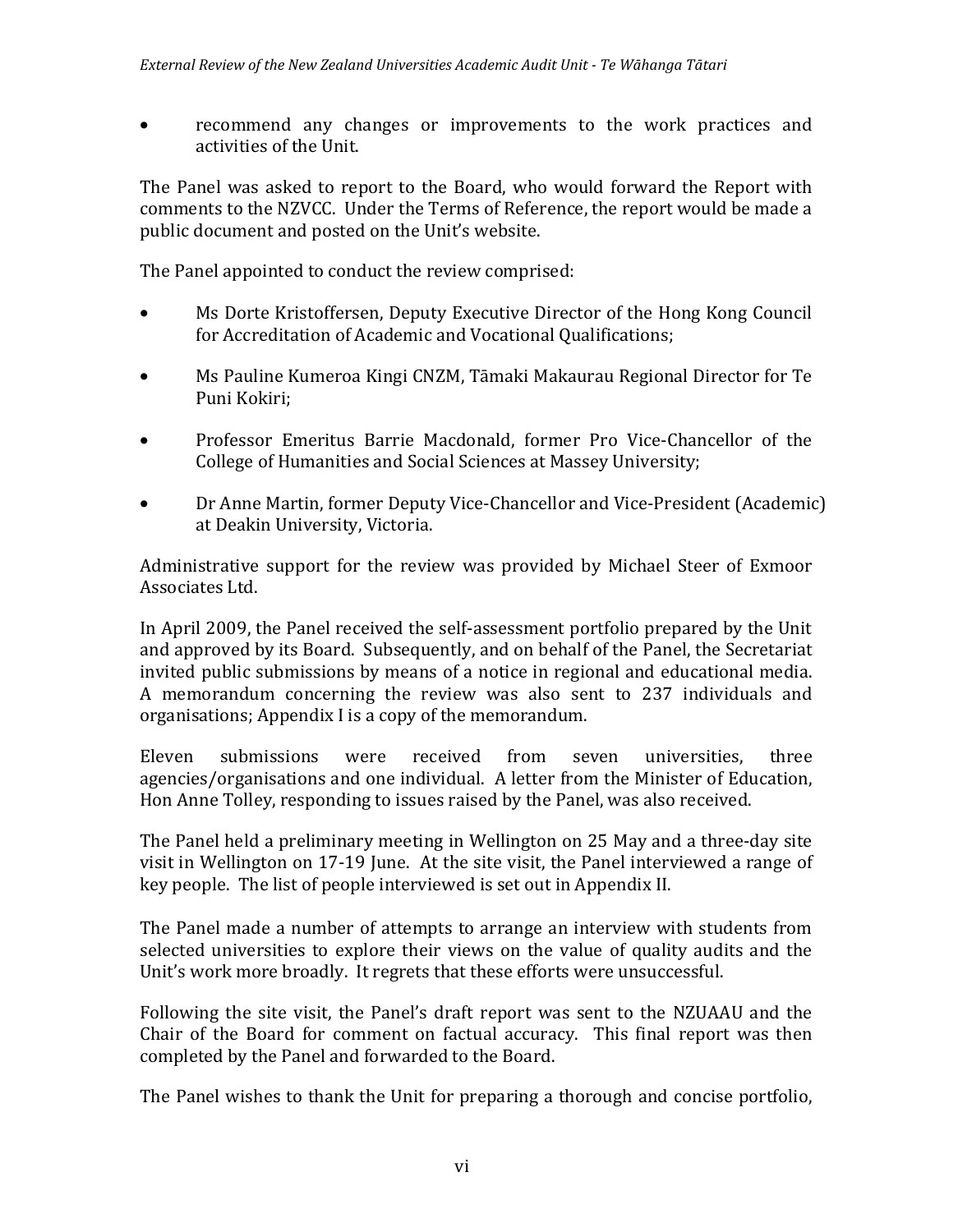- recommend any changes or improvements to the work practices and activities of the Unit.

The Panel was asked to report to the Board, who would forward the Report with comments to the NZVCC. Under the Terms of Reference, the report would be made a public document and posted on the Unit's website.

The Panel appointed to conduct the review comprised:

- Ms Dorte Kristoffersen, Deputy Executive Director of the Hong Kong Council for Accreditation of Academic and Vocational Qualifications;
- Ms Pauline Kumeroa Kingi CNZM, Tāmaki Makaurau Regional Director for Te Puni Kokiri;
- Professor Emeritus Barrie Macdonald, former Pro Vice-Chancellor of the College of Humanities and Social Sciences at Massey University;
- Dr Anne Martin, former Deputy Vice-Chancellor and Vice-President (Academic) at Deakin University, Victoria.

Administrative support for the review was provided by Michael Steer of Exmoor Associates Ltd.

In April 2009, the Panel received the self-assessment portfolio prepared by the Unit and approved by its Board. Subsequently, and on behalf of the Panel, the Secretariat invited public submissions by means of a notice in regional and educational media. A memorandum concerning the review was also sent to 237 individuals and organisations; Appendix I is a copy of the memorandum.

Eleven submissions were received from seven universities, three agencies/organisations and one individual. A letter from the Minister of Education, Hon Anne Tolley, responding to issues raised by the Panel, was also received.

The Panel held a preliminary meeting in Wellington on 25 May and a three-day site visit in Wellington on 17-19 June. At the site visit, the Panel interviewed a range of key people. The list of people interviewed is set out in Appendix II.

The Panel made a number of attempts to arrange an interview with students from selected universities to explore their views on the value of quality audits and the Unit's work more broadly. It regrets that these efforts were unsuccessful.

Following the site visit, the Panel's draft report was sent to the NZUAAU and the Chair of the Board for comment on factual accuracy. This final report was then completed by the Panel and forwarded to the Board.

The Panel wishes to thank the Unit for preparing a thorough and concise portfolio,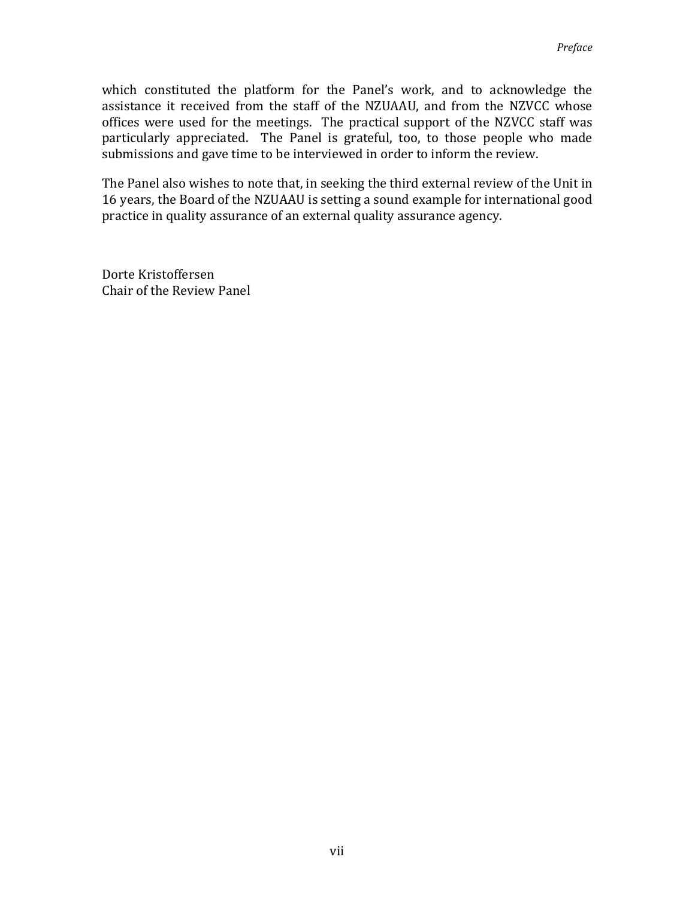which constituted the platform for the Panel's work, and to acknowledge the assistance it received from the staff of the NZUAAU, and from the NZVCC whose offices were used for the meetings. The practical support of the NZVCC staff was particularly appreciated. The Panel is grateful, too, to those people who made submissions and gave time to be interviewed in order to inform the review.

The Panel also wishes to note that, in seeking the third external review of the Unit in 16 years, the Board of the NZUAAU is setting a sound example for international good practice in quality assurance of an external quality assurance agency.

Dorte Kristoffersen
Chair of the Review Panel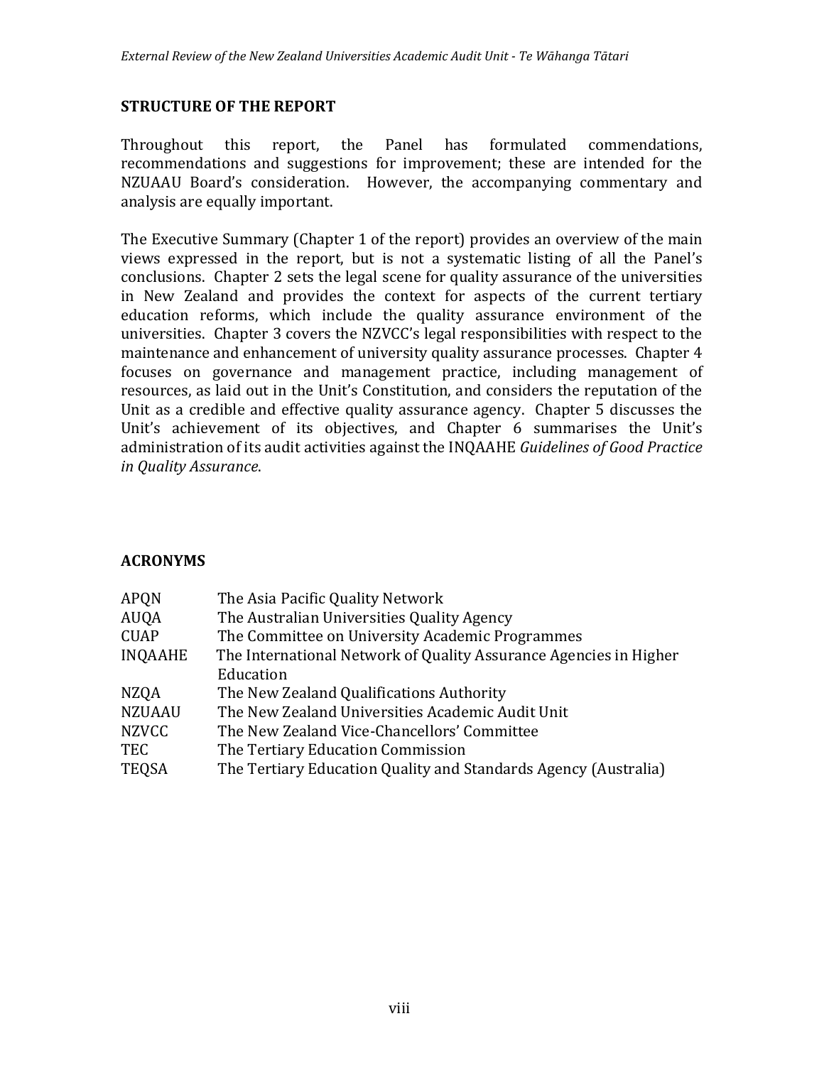## STRUCTURE OF THE REPORT

Throughout this report, the Panel has formulated commendations, recommendations and suggestions for improvement; these are intended for the NZUAAU Board's consideration. However, the accompanying commentary and analysis are equally important.

The Executive Summary (Chapter 1 of the report) provides an overview of the main views expressed in the report, but is not a systematic listing of all the Panel's conclusions. Chapter 2 sets the legal scene for quality assurance of the universities in New Zealand and provides the context for aspects of the current tertiary education reforms, which include the quality assurance environment of the universities. Chapter 3 covers the NZVCC's legal responsibilities with respect to the maintenance and enhancement of university quality assurance processes. Chapter 4 focuses on governance and management practice, including management of resources, as laid out in the Unit's Constitution, and considers the reputation of the Unit as a credible and effective quality assurance agency. Chapter 5 discusses the Unit's achievement of its objectives, and Chapter 6 summarises the Unit's administration of its audit activities against the INQAAHE *Guidelines of Good Practice in Quality Assurance*.

## ACRONYMS

| | |
|---|---|
| APQN | The Asia Pacific Quality Network |
| AUQA | The Australian Universities Quality Agency |
| CUAP | The Committee on University Academic Programmes |
| INQAAHE | The International Network of Quality Assurance Agencies in Higher Education |
| NZQA | The New Zealand Qualifications Authority |
| NZUAAU | The New Zealand Universities Academic Audit Unit |
| NZVCC | The New Zealand Vice-Chancellors' Committee |
| TEC | The Tertiary Education Commission |
| TEQSA | The Tertiary Education Quality and Standards Agency (Australia) |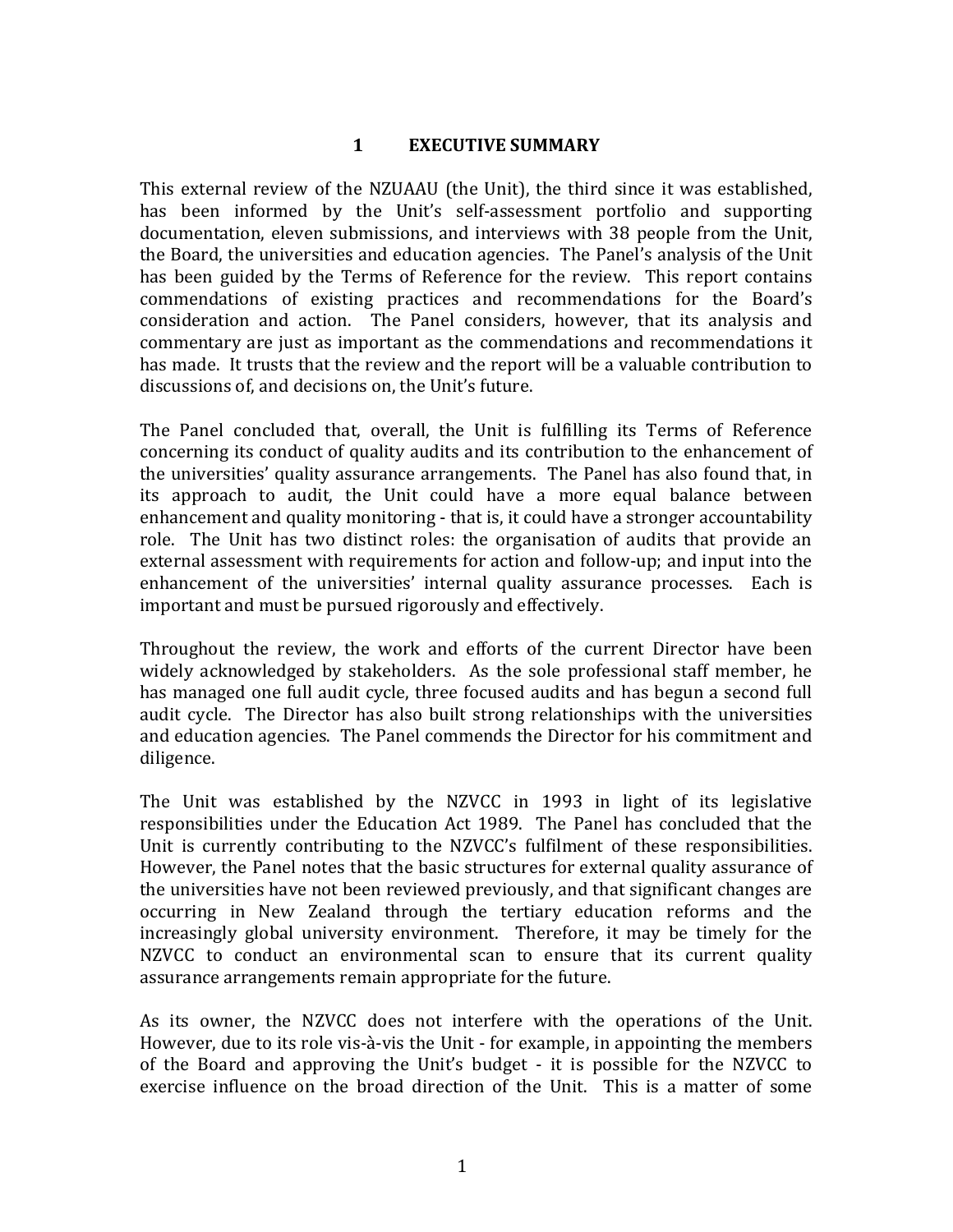# 1 EXECUTIVE SUMMARY

This external review of the NZUAAU (the Unit), the third since it was established, has been informed by the Unit's self-assessment portfolio and supporting documentation, eleven submissions, and interviews with 38 people from the Unit, the Board, the universities and education agencies. The Panel's analysis of the Unit has been guided by the Terms of Reference for the review. This report contains commendations of existing practices and recommendations for the Board's consideration and action. The Panel considers, however, that its analysis and commentary are just as important as the commendations and recommendations it has made. It trusts that the review and the report will be a valuable contribution to discussions of, and decisions on, the Unit's future.

The Panel concluded that, overall, the Unit is fulfilling its Terms of Reference concerning its conduct of quality audits and its contribution to the enhancement of the universities' quality assurance arrangements. The Panel has also found that, in its approach to audit, the Unit could have a more equal balance between enhancement and quality monitoring - that is, it could have a stronger accountability role. The Unit has two distinct roles: the organisation of audits that provide an external assessment with requirements for action and follow-up; and input into the enhancement of the universities' internal quality assurance processes. Each is important and must be pursued rigorously and effectively.

Throughout the review, the work and efforts of the current Director have been widely acknowledged by stakeholders. As the sole professional staff member, he has managed one full audit cycle, three focused audits and has begun a second full audit cycle. The Director has also built strong relationships with the universities and education agencies. The Panel commends the Director for his commitment and diligence.

The Unit was established by the NZVCC in 1993 in light of its legislative responsibilities under the Education Act 1989. The Panel has concluded that the Unit is currently contributing to the NZVCC's fulfilment of these responsibilities. However, the Panel notes that the basic structures for external quality assurance of the universities have not been reviewed previously, and that significant changes are occurring in New Zealand through the tertiary education reforms and the increasingly global university environment. Therefore, it may be timely for the NZVCC to conduct an environmental scan to ensure that its current quality assurance arrangements remain appropriate for the future.

As its owner, the NZVCC does not interfere with the operations of the Unit. However, due to its role vis-à-vis the Unit - for example, in appointing the members of the Board and approving the Unit's budget - it is possible for the NZVCC to exercise influence on the broad direction of the Unit. This is a matter of some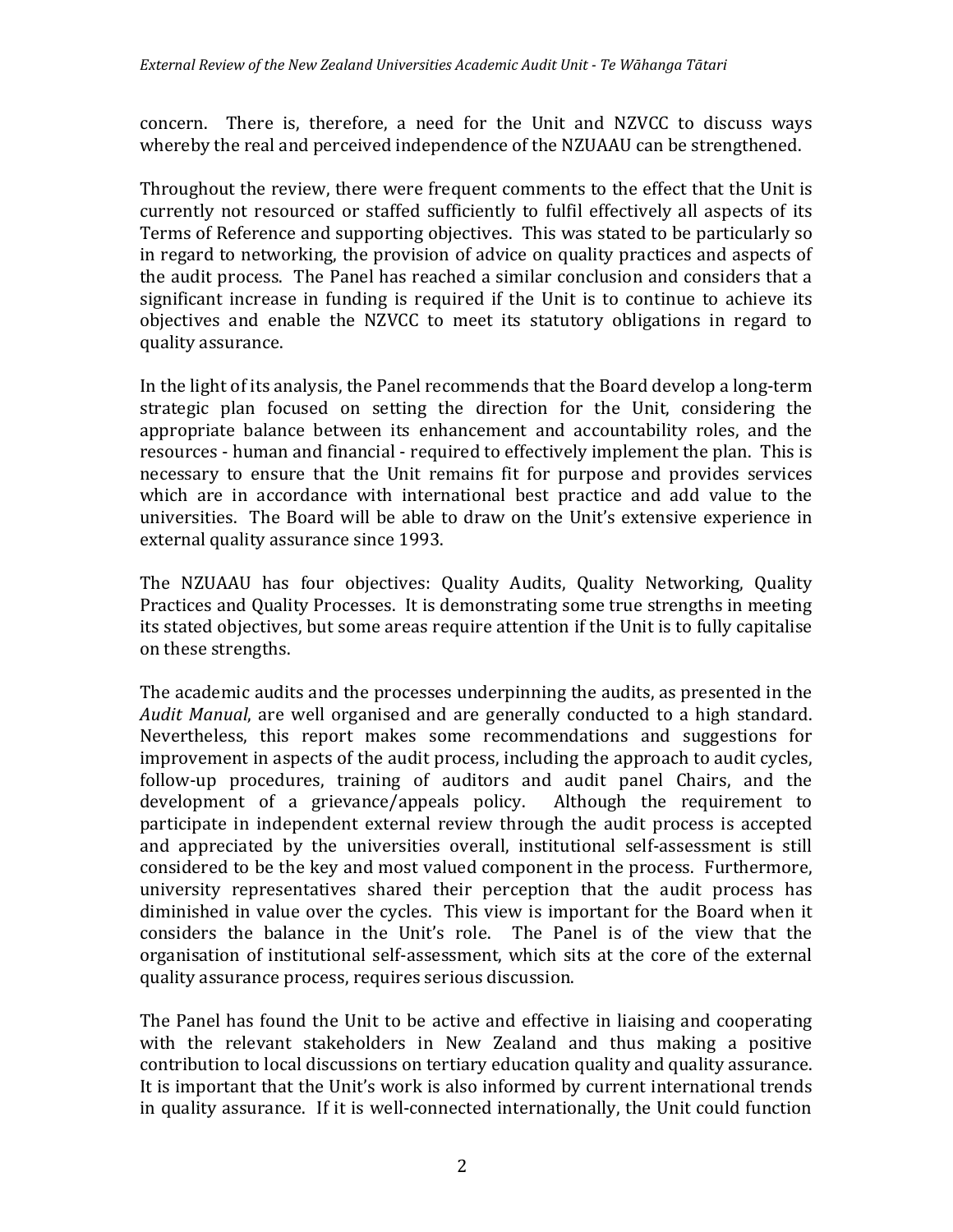concern. There is, therefore, a need for the Unit and NZVCC to discuss ways whereby the real and perceived independence of the NZUAAU can be strengthened.

Throughout the review, there were frequent comments to the effect that the Unit is currently not resourced or staffed sufficiently to fulfil effectively all aspects of its Terms of Reference and supporting objectives. This was stated to be particularly so in regard to networking, the provision of advice on quality practices and aspects of the audit process. The Panel has reached a similar conclusion and considers that a significant increase in funding is required if the Unit is to continue to achieve its objectives and enable the NZVCC to meet its statutory obligations in regard to quality assurance.

In the light of its analysis, the Panel recommends that the Board develop a long-term strategic plan focused on setting the direction for the Unit, considering the appropriate balance between its enhancement and accountability roles, and the resources - human and financial - required to effectively implement the plan. This is necessary to ensure that the Unit remains fit for purpose and provides services which are in accordance with international best practice and add value to the universities. The Board will be able to draw on the Unit's extensive experience in external quality assurance since 1993.

The NZUAAU has four objectives: Quality Audits, Quality Networking, Quality Practices and Quality Processes. It is demonstrating some true strengths in meeting its stated objectives, but some areas require attention if the Unit is to fully capitalise on these strengths.

The academic audits and the processes underpinning the audits, as presented in the *Audit Manual*, are well organised and are generally conducted to a high standard. Nevertheless, this report makes some recommendations and suggestions for improvement in aspects of the audit process, including the approach to audit cycles, follow-up procedures, training of auditors and audit panel Chairs, and the development of a grievance/appeals policy. Although the requirement to participate in independent external review through the audit process is accepted and appreciated by the universities overall, institutional self-assessment is still considered to be the key and most valued component in the process. Furthermore, university representatives shared their perception that the audit process has diminished in value over the cycles. This view is important for the Board when it considers the balance in the Unit's role. The Panel is of the view that the organisation of institutional self-assessment, which sits at the core of the external quality assurance process, requires serious discussion.

The Panel has found the Unit to be active and effective in liaising and cooperating with the relevant stakeholders in New Zealand and thus making a positive contribution to local discussions on tertiary education quality and quality assurance. It is important that the Unit's work is also informed by current international trends in quality assurance. If it is well-connected internationally, the Unit could function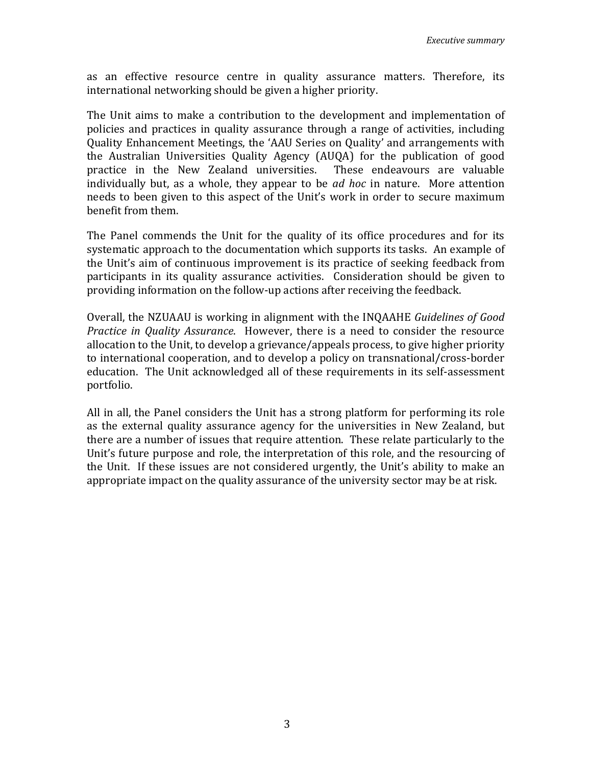as an effective resource centre in quality assurance matters. Therefore, its international networking should be given a higher priority.

The Unit aims to make a contribution to the development and implementation of policies and practices in quality assurance through a range of activities, including Quality Enhancement Meetings, the 'AAU Series on Quality' and arrangements with the Australian Universities Quality Agency (AUQA) for the publication of good practice in the New Zealand universities. These endeavours are valuable individually but, as a whole, they appear to be *ad hoc* in nature. More attention needs to been given to this aspect of the Unit's work in order to secure maximum benefit from them.

The Panel commends the Unit for the quality of its office procedures and for its systematic approach to the documentation which supports its tasks. An example of the Unit's aim of continuous improvement is its practice of seeking feedback from participants in its quality assurance activities. Consideration should be given to providing information on the follow-up actions after receiving the feedback.

Overall, the NZUAAU is working in alignment with the INQAAHE *Guidelines of Good Practice in Quality Assurance*. However, there is a need to consider the resource allocation to the Unit, to develop a grievance/appeals process, to give higher priority to international cooperation, and to develop a policy on transnational/cross-border education. The Unit acknowledged all of these requirements in its self-assessment portfolio.

All in all, the Panel considers the Unit has a strong platform for performing its role as the external quality assurance agency for the universities in New Zealand, but there are a number of issues that require attention. These relate particularly to the Unit's future purpose and role, the interpretation of this role, and the resourcing of the Unit. If these issues are not considered urgently, the Unit's ability to make an appropriate impact on the quality assurance of the university sector may be at risk.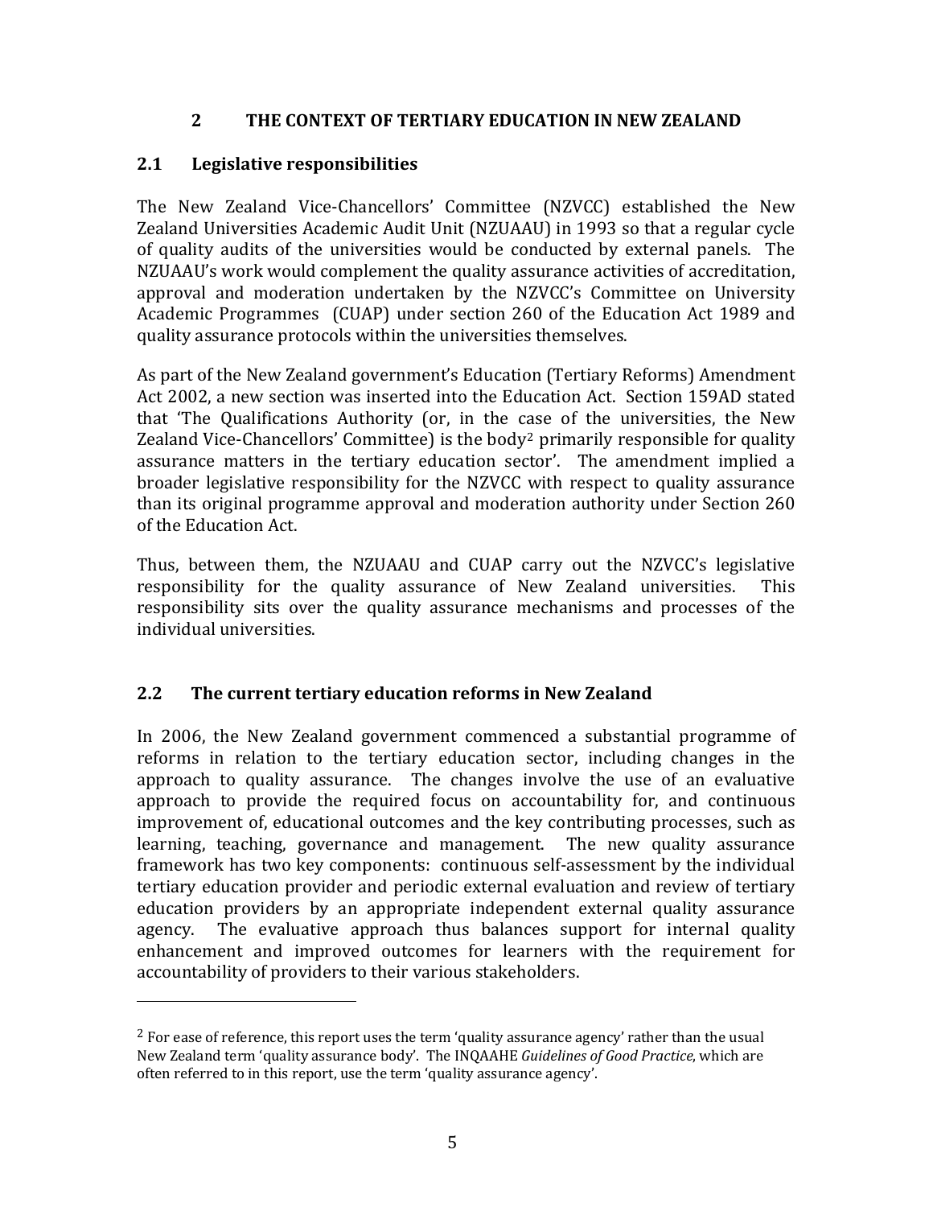## 2 THE CONTEXT OF TERTIARY EDUCATION IN NEW ZEALAND

### 2.1 Legislative responsibilities

The New Zealand Vice-Chancellors' Committee (NZVCC) established the New Zealand Universities Academic Audit Unit (NZUAAU) in 1993 so that a regular cycle of quality audits of the universities would be conducted by external panels. The NZUAAU's work would complement the quality assurance activities of accreditation, approval and moderation undertaken by the NZVCC's Committee on University Academic Programmes (CUAP) under section 260 of the Education Act 1989 and quality assurance protocols within the universities themselves.

As part of the New Zealand government's Education (Tertiary Reforms) Amendment Act 2002, a new section was inserted into the Education Act. Section 159AD stated that 'The Qualifications Authority (or, in the case of the universities, the New Zealand Vice-Chancellors' Committee) is the body[2] primarily responsible for quality assurance matters in the tertiary education sector'. The amendment implied a broader legislative responsibility for the NZVCC with respect to quality assurance than its original programme approval and moderation authority under Section 260 of the Education Act.

Thus, between them, the NZUAAU and CUAP carry out the NZVCC's legislative responsibility for the quality assurance of New Zealand universities. This responsibility sits over the quality assurance mechanisms and processes of the individual universities.

### 2.2 The current tertiary education reforms in New Zealand

In 2006, the New Zealand government commenced a substantial programme of reforms in relation to the tertiary education sector, including changes in the approach to quality assurance. The changes involve the use of an evaluative approach to provide the required focus on accountability for, and continuous improvement of, educational outcomes and the key contributing processes, such as learning, teaching, governance and management. The new quality assurance framework has two key components: continuous self-assessment by the individual tertiary education provider and periodic external evaluation and review of tertiary education providers by an appropriate independent external quality assurance agency. The evaluative approach thus balances support for internal quality enhancement and improved outcomes for learners with the requirement for accountability of providers to their various stakeholders.

---

[2] For ease of reference, this report uses the term 'quality assurance agency' rather than the usual New Zealand term 'quality assurance body'. The INQAAHE *Guidelines of Good Practice*, which are often referred to in this report, use the term 'quality assurance agency'.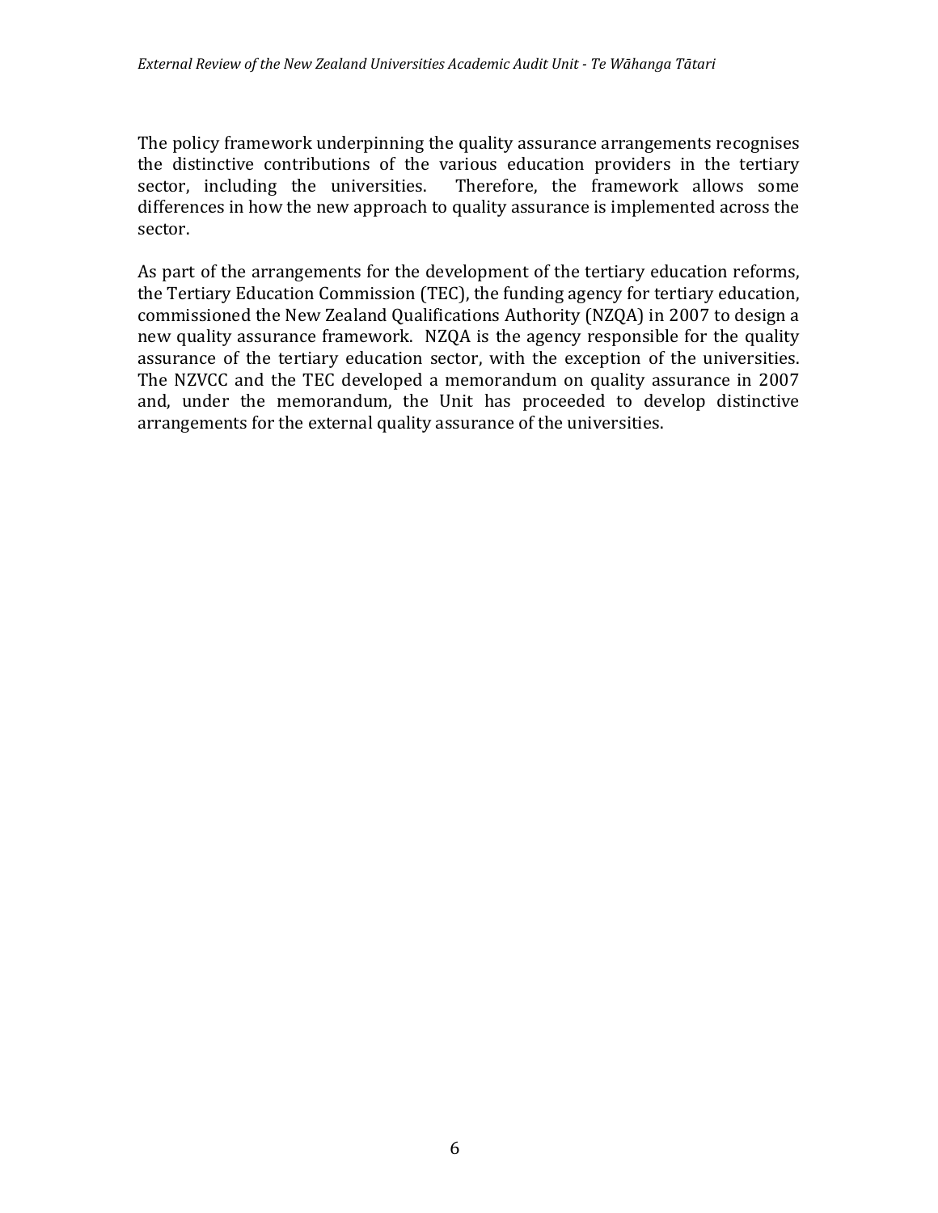The policy framework underpinning the quality assurance arrangements recognises the distinctive contributions of the various education providers in the tertiary sector, including the universities. Therefore, the framework allows some differences in how the new approach to quality assurance is implemented across the sector.

As part of the arrangements for the development of the tertiary education reforms, the Tertiary Education Commission (TEC), the funding agency for tertiary education, commissioned the New Zealand Qualifications Authority (NZQA) in 2007 to design a new quality assurance framework. NZQA is the agency responsible for the quality assurance of the tertiary education sector, with the exception of the universities. The NZVCC and the TEC developed a memorandum on quality assurance in 2007 and, under the memorandum, the Unit has proceeded to develop distinctive arrangements for the external quality assurance of the universities.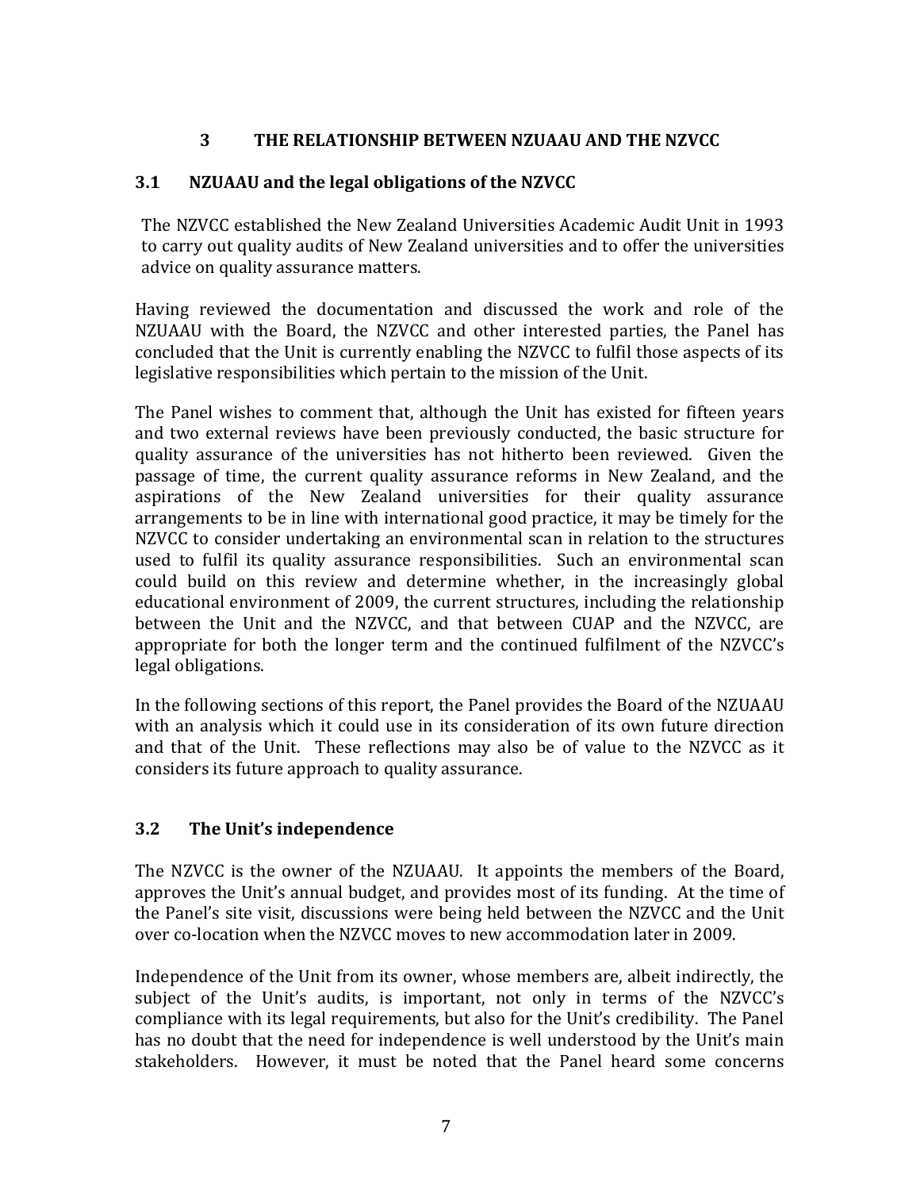## 3 THE RELATIONSHIP BETWEEN NZUAAU AND THE NZVCC

### 3.1 NZUAAU and the legal obligations of the NZVCC

The NZVCC established the New Zealand Universities Academic Audit Unit in 1993 to carry out quality audits of New Zealand universities and to offer the universities advice on quality assurance matters.

Having reviewed the documentation and discussed the work and role of the NZUAAU with the Board, the NZVCC and other interested parties, the Panel has concluded that the Unit is currently enabling the NZVCC to fulfil those aspects of its legislative responsibilities which pertain to the mission of the Unit.

The Panel wishes to comment that, although the Unit has existed for fifteen years and two external reviews have been previously conducted, the basic structure for quality assurance of the universities has not hitherto been reviewed. Given the passage of time, the current quality assurance reforms in New Zealand, and the aspirations of the New Zealand universities for their quality assurance arrangements to be in line with international good practice, it may be timely for the NZVCC to consider undertaking an environmental scan in relation to the structures used to fulfil its quality assurance responsibilities. Such an environmental scan could build on this review and determine whether, in the increasingly global educational environment of 2009, the current structures, including the relationship between the Unit and the NZVCC, and that between CUAP and the NZVCC, are appropriate for both the longer term and the continued fulfilment of the NZVCC's legal obligations.

In the following sections of this report, the Panel provides the Board of the NZUAAU with an analysis which it could use in its consideration of its own future direction and that of the Unit. These reflections may also be of value to the NZVCC as it considers its future approach to quality assurance.

### 3.2 The Unit's independence

The NZVCC is the owner of the NZUAAU. It appoints the members of the Board, approves the Unit's annual budget, and provides most of its funding. At the time of the Panel's site visit, discussions were being held between the NZVCC and the Unit over co-location when the NZVCC moves to new accommodation later in 2009.

Independence of the Unit from its owner, whose members are, albeit indirectly, the subject of the Unit's audits, is important, not only in terms of the NZVCC's compliance with its legal requirements, but also for the Unit's credibility. The Panel has no doubt that the need for independence is well understood by the Unit's main stakeholders. However, it must be noted that the Panel heard some concerns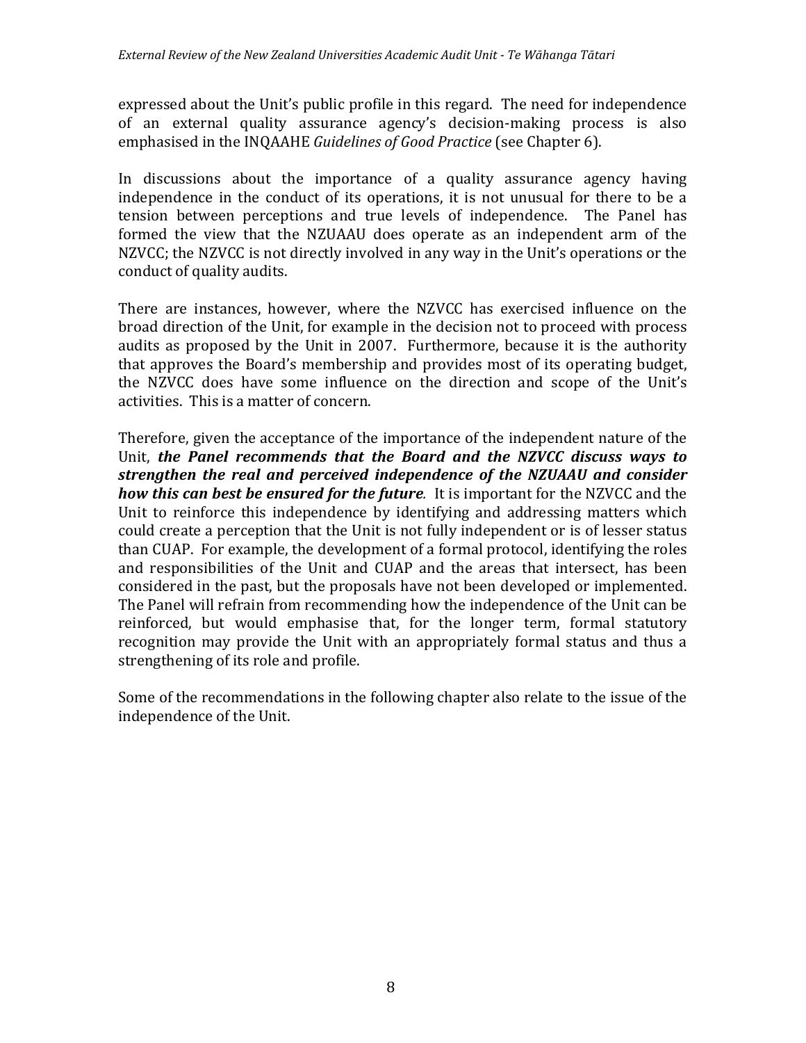expressed about the Unit's public profile in this regard. The need for independence of an external quality assurance agency's decision-making process is also emphasised in the INQAAHE *Guidelines of Good Practice* (see Chapter 6).

In discussions about the importance of a quality assurance agency having independence in the conduct of its operations, it is not unusual for there to be a tension between perceptions and true levels of independence. The Panel has formed the view that the NZUAAU does operate as an independent arm of the NZVCC; the NZVCC is not directly involved in any way in the Unit's operations or the conduct of quality audits.

There are instances, however, where the NZVCC has exercised influence on the broad direction of the Unit, for example in the decision not to proceed with process audits as proposed by the Unit in 2007. Furthermore, because it is the authority that approves the Board's membership and provides most of its operating budget, the NZVCC does have some influence on the direction and scope of the Unit's activities. This is a matter of concern.

Therefore, given the acceptance of the importance of the independent nature of the Unit, ***the Panel recommends that the Board and the NZVCC discuss ways to strengthen the real and perceived independence of the NZUAAU and consider how this can best be ensured for the future***. It is important for the NZVCC and the Unit to reinforce this independence by identifying and addressing matters which could create a perception that the Unit is not fully independent or is of lesser status than CUAP. For example, the development of a formal protocol, identifying the roles and responsibilities of the Unit and CUAP and the areas that intersect, has been considered in the past, but the proposals have not been developed or implemented. The Panel will refrain from recommending how the independence of the Unit can be reinforced, but would emphasise that, for the longer term, formal statutory recognition may provide the Unit with an appropriately formal status and thus a strengthening of its role and profile.

Some of the recommendations in the following chapter also relate to the issue of the independence of the Unit.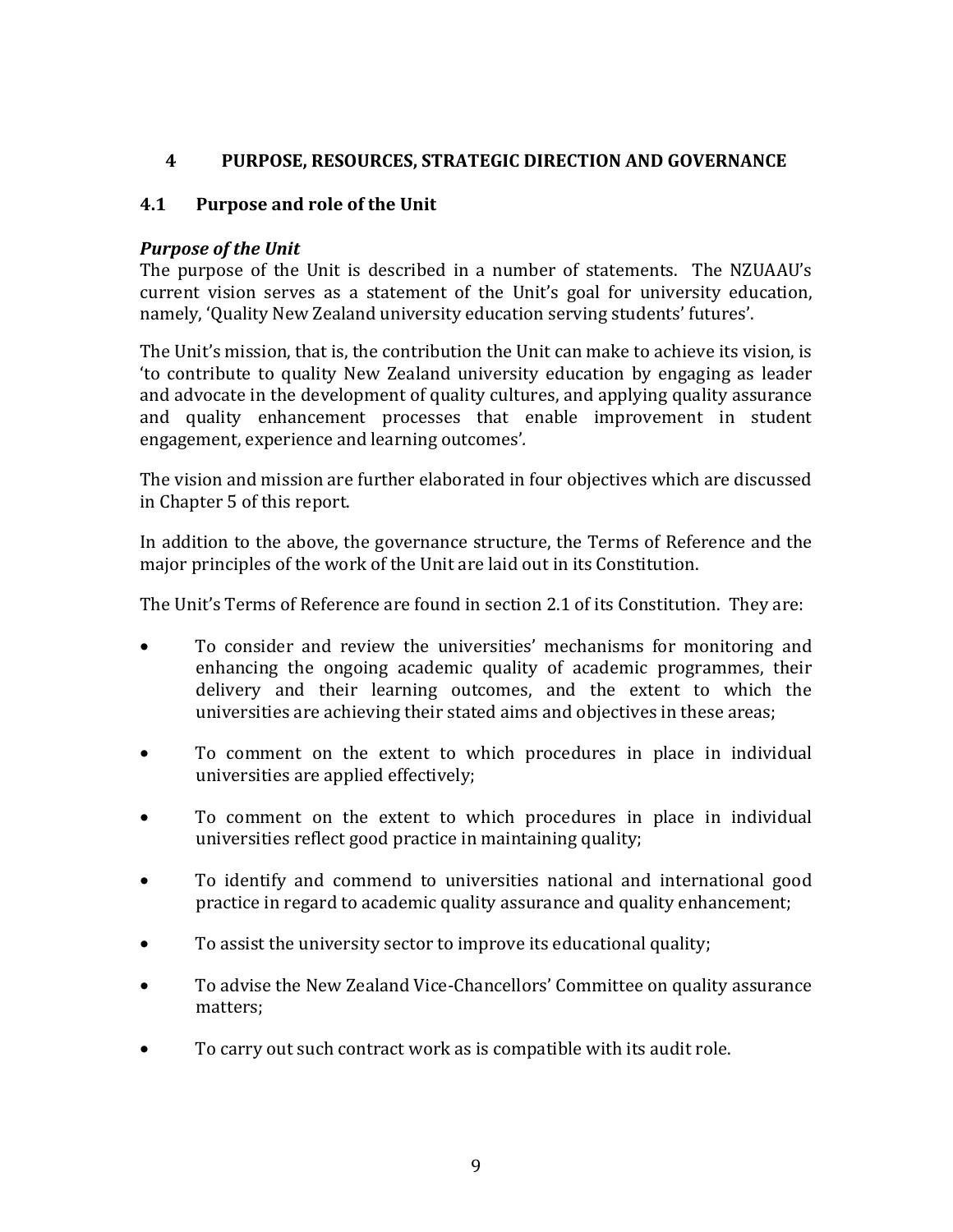# 4 PURPOSE, RESOURCES, STRATEGIC DIRECTION AND GOVERNANCE

## 4.1 Purpose and role of the Unit

***Purpose of the Unit***

The purpose of the Unit is described in a number of statements. The NZUAAU's current vision serves as a statement of the Unit's goal for university education, namely, 'Quality New Zealand university education serving students' futures'.

The Unit's mission, that is, the contribution the Unit can make to achieve its vision, is 'to contribute to quality New Zealand university education by engaging as leader and advocate in the development of quality cultures, and applying quality assurance and quality enhancement processes that enable improvement in student engagement, experience and learning outcomes'.

The vision and mission are further elaborated in four objectives which are discussed in Chapter 5 of this report.

In addition to the above, the governance structure, the Terms of Reference and the major principles of the work of the Unit are laid out in its Constitution.

The Unit's Terms of Reference are found in section 2.1 of its Constitution. They are:

- To consider and review the universities' mechanisms for monitoring and enhancing the ongoing academic quality of academic programmes, their delivery and their learning outcomes, and the extent to which the universities are achieving their stated aims and objectives in these areas;
- To comment on the extent to which procedures in place in individual universities are applied effectively;
- To comment on the extent to which procedures in place in individual universities reflect good practice in maintaining quality;
- To identify and commend to universities national and international good practice in regard to academic quality assurance and quality enhancement;
- To assist the university sector to improve its educational quality;
- To advise the New Zealand Vice-Chancellors' Committee on quality assurance matters;
- To carry out such contract work as is compatible with its audit role.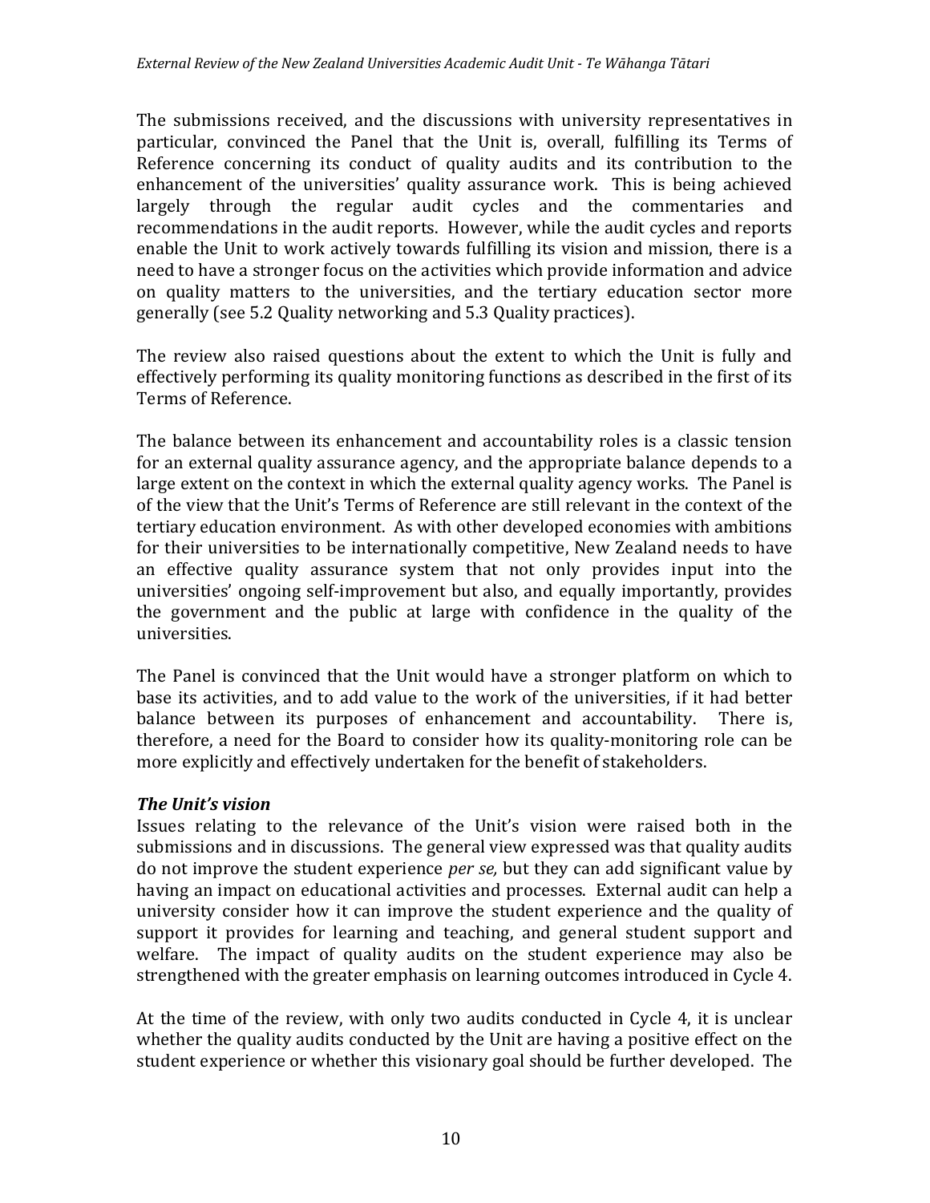The submissions received, and the discussions with university representatives in particular, convinced the Panel that the Unit is, overall, fulfilling its Terms of Reference concerning its conduct of quality audits and its contribution to the enhancement of the universities' quality assurance work. This is being achieved largely through the regular audit cycles and the commentaries and recommendations in the audit reports. However, while the audit cycles and reports enable the Unit to work actively towards fulfilling its vision and mission, there is a need to have a stronger focus on the activities which provide information and advice on quality matters to the universities, and the tertiary education sector more generally (see 5.2 Quality networking and 5.3 Quality practices).

The review also raised questions about the extent to which the Unit is fully and effectively performing its quality monitoring functions as described in the first of its Terms of Reference.

The balance between its enhancement and accountability roles is a classic tension for an external quality assurance agency, and the appropriate balance depends to a large extent on the context in which the external quality agency works. The Panel is of the view that the Unit's Terms of Reference are still relevant in the context of the tertiary education environment. As with other developed economies with ambitions for their universities to be internationally competitive, New Zealand needs to have an effective quality assurance system that not only provides input into the universities' ongoing self-improvement but also, and equally importantly, provides the government and the public at large with confidence in the quality of the universities.

The Panel is convinced that the Unit would have a stronger platform on which to base its activities, and to add value to the work of the universities, if it had better balance between its purposes of enhancement and accountability. There is, therefore, a need for the Board to consider how its quality-monitoring role can be more explicitly and effectively undertaken for the benefit of stakeholders.

***The Unit's vision***

Issues relating to the relevance of the Unit's vision were raised both in the submissions and in discussions. The general view expressed was that quality audits do not improve the student experience *per se,* but they can add significant value by having an impact on educational activities and processes. External audit can help a university consider how it can improve the student experience and the quality of support it provides for learning and teaching, and general student support and welfare. The impact of quality audits on the student experience may also be strengthened with the greater emphasis on learning outcomes introduced in Cycle 4.

At the time of the review, with only two audits conducted in Cycle 4, it is unclear whether the quality audits conducted by the Unit are having a positive effect on the student experience or whether this visionary goal should be further developed. The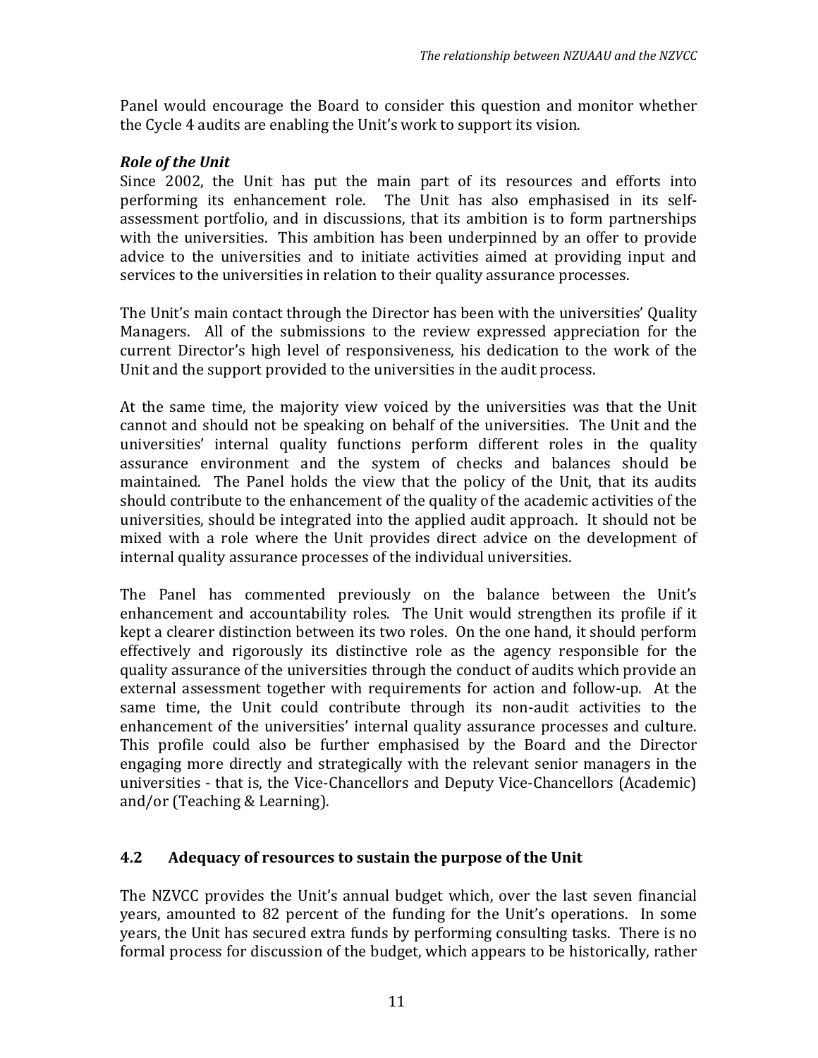Panel would encourage the Board to consider this question and monitor whether the Cycle 4 audits are enabling the Unit's work to support its vision.

***Role of the Unit***

Since 2002, the Unit has put the main part of its resources and efforts into performing its enhancement role. The Unit has also emphasised in its self-assessment portfolio, and in discussions, that its ambition is to form partnerships with the universities. This ambition has been underpinned by an offer to provide advice to the universities and to initiate activities aimed at providing input and services to the universities in relation to their quality assurance processes.

The Unit's main contact through the Director has been with the universities' Quality Managers. All of the submissions to the review expressed appreciation for the current Director's high level of responsiveness, his dedication to the work of the Unit and the support provided to the universities in the audit process.

At the same time, the majority view voiced by the universities was that the Unit cannot and should not be speaking on behalf of the universities. The Unit and the universities' internal quality functions perform different roles in the quality assurance environment and the system of checks and balances should be maintained. The Panel holds the view that the policy of the Unit, that its audits should contribute to the enhancement of the quality of the academic activities of the universities, should be integrated into the applied audit approach. It should not be mixed with a role where the Unit provides direct advice on the development of internal quality assurance processes of the individual universities.

The Panel has commented previously on the balance between the Unit's enhancement and accountability roles. The Unit would strengthen its profile if it kept a clearer distinction between its two roles. On the one hand, it should perform effectively and rigorously its distinctive role as the agency responsible for the quality assurance of the universities through the conduct of audits which provide an external assessment together with requirements for action and follow-up. At the same time, the Unit could contribute through its non-audit activities to the enhancement of the universities' internal quality assurance processes and culture. This profile could also be further emphasised by the Board and the Director engaging more directly and strategically with the relevant senior managers in the universities - that is, the Vice-Chancellors and Deputy Vice-Chancellors (Academic) and/or (Teaching & Learning).

## 4.2 Adequacy of resources to sustain the purpose of the Unit

The NZVCC provides the Unit's annual budget which, over the last seven financial years, amounted to 82 percent of the funding for the Unit's operations. In some years, the Unit has secured extra funds by performing consulting tasks. There is no formal process for discussion of the budget, which appears to be historically, rather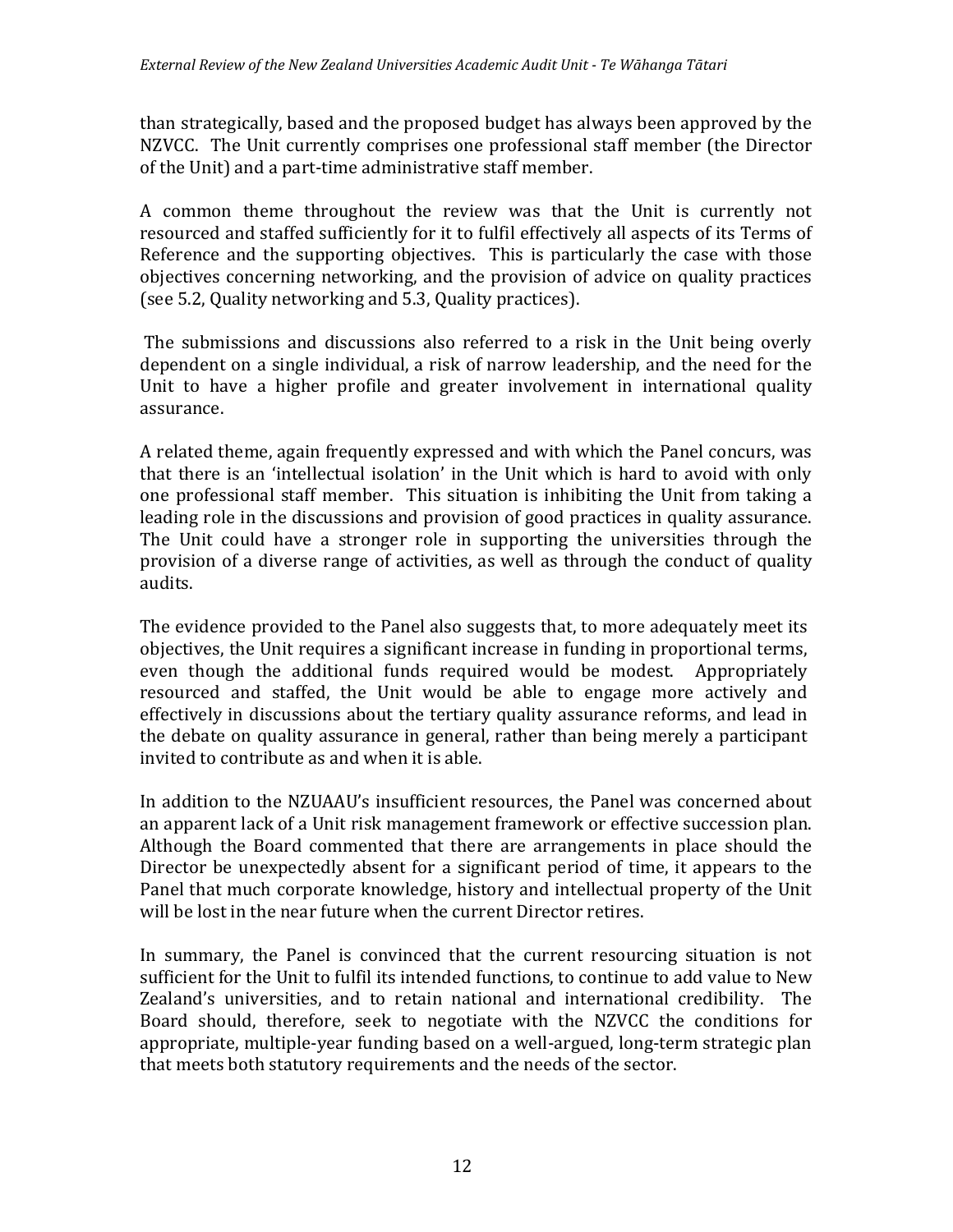than strategically, based and the proposed budget has always been approved by the NZVCC. The Unit currently comprises one professional staff member (the Director of the Unit) and a part-time administrative staff member.

A common theme throughout the review was that the Unit is currently not resourced and staffed sufficiently for it to fulfil effectively all aspects of its Terms of Reference and the supporting objectives. This is particularly the case with those objectives concerning networking, and the provision of advice on quality practices (see 5.2, Quality networking and 5.3, Quality practices).

The submissions and discussions also referred to a risk in the Unit being overly dependent on a single individual, a risk of narrow leadership, and the need for the Unit to have a higher profile and greater involvement in international quality assurance.

A related theme, again frequently expressed and with which the Panel concurs, was that there is an 'intellectual isolation' in the Unit which is hard to avoid with only one professional staff member. This situation is inhibiting the Unit from taking a leading role in the discussions and provision of good practices in quality assurance. The Unit could have a stronger role in supporting the universities through the provision of a diverse range of activities, as well as through the conduct of quality audits.

The evidence provided to the Panel also suggests that, to more adequately meet its objectives, the Unit requires a significant increase in funding in proportional terms, even though the additional funds required would be modest. Appropriately resourced and staffed, the Unit would be able to engage more actively and effectively in discussions about the tertiary quality assurance reforms, and lead in the debate on quality assurance in general, rather than being merely a participant invited to contribute as and when it is able.

In addition to the NZUAAU's insufficient resources, the Panel was concerned about an apparent lack of a Unit risk management framework or effective succession plan. Although the Board commented that there are arrangements in place should the Director be unexpectedly absent for a significant period of time, it appears to the Panel that much corporate knowledge, history and intellectual property of the Unit will be lost in the near future when the current Director retires.

In summary, the Panel is convinced that the current resourcing situation is not sufficient for the Unit to fulfil its intended functions, to continue to add value to New Zealand's universities, and to retain national and international credibility. The Board should, therefore, seek to negotiate with the NZVCC the conditions for appropriate, multiple-year funding based on a well-argued, long-term strategic plan that meets both statutory requirements and the needs of the sector.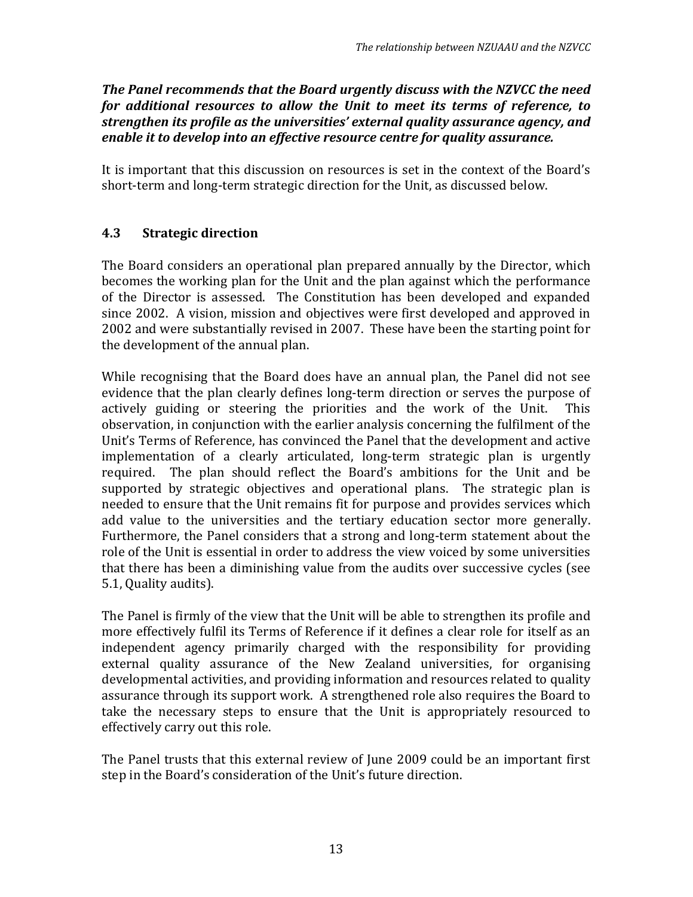***The Panel recommends that the Board urgently discuss with the NZVCC the need for additional resources to allow the Unit to meet its terms of reference, to strengthen its profile as the universities' external quality assurance agency, and enable it to develop into an effective resource centre for quality assurance.***

It is important that this discussion on resources is set in the context of the Board's short-term and long-term strategic direction for the Unit, as discussed below.

## 4.3 Strategic direction

The Board considers an operational plan prepared annually by the Director, which becomes the working plan for the Unit and the plan against which the performance of the Director is assessed. The Constitution has been developed and expanded since 2002. A vision, mission and objectives were first developed and approved in 2002 and were substantially revised in 2007. These have been the starting point for the development of the annual plan.

While recognising that the Board does have an annual plan, the Panel did not see evidence that the plan clearly defines long-term direction or serves the purpose of actively guiding or steering the priorities and the work of the Unit. This observation, in conjunction with the earlier analysis concerning the fulfilment of the Unit's Terms of Reference, has convinced the Panel that the development and active implementation of a clearly articulated, long-term strategic plan is urgently required. The plan should reflect the Board's ambitions for the Unit and be supported by strategic objectives and operational plans. The strategic plan is needed to ensure that the Unit remains fit for purpose and provides services which add value to the universities and the tertiary education sector more generally. Furthermore, the Panel considers that a strong and long-term statement about the role of the Unit is essential in order to address the view voiced by some universities that there has been a diminishing value from the audits over successive cycles (see 5.1, Quality audits).

The Panel is firmly of the view that the Unit will be able to strengthen its profile and more effectively fulfil its Terms of Reference if it defines a clear role for itself as an independent agency primarily charged with the responsibility for providing external quality assurance of the New Zealand universities, for organising developmental activities, and providing information and resources related to quality assurance through its support work. A strengthened role also requires the Board to take the necessary steps to ensure that the Unit is appropriately resourced to effectively carry out this role.

The Panel trusts that this external review of June 2009 could be an important first step in the Board's consideration of the Unit's future direction.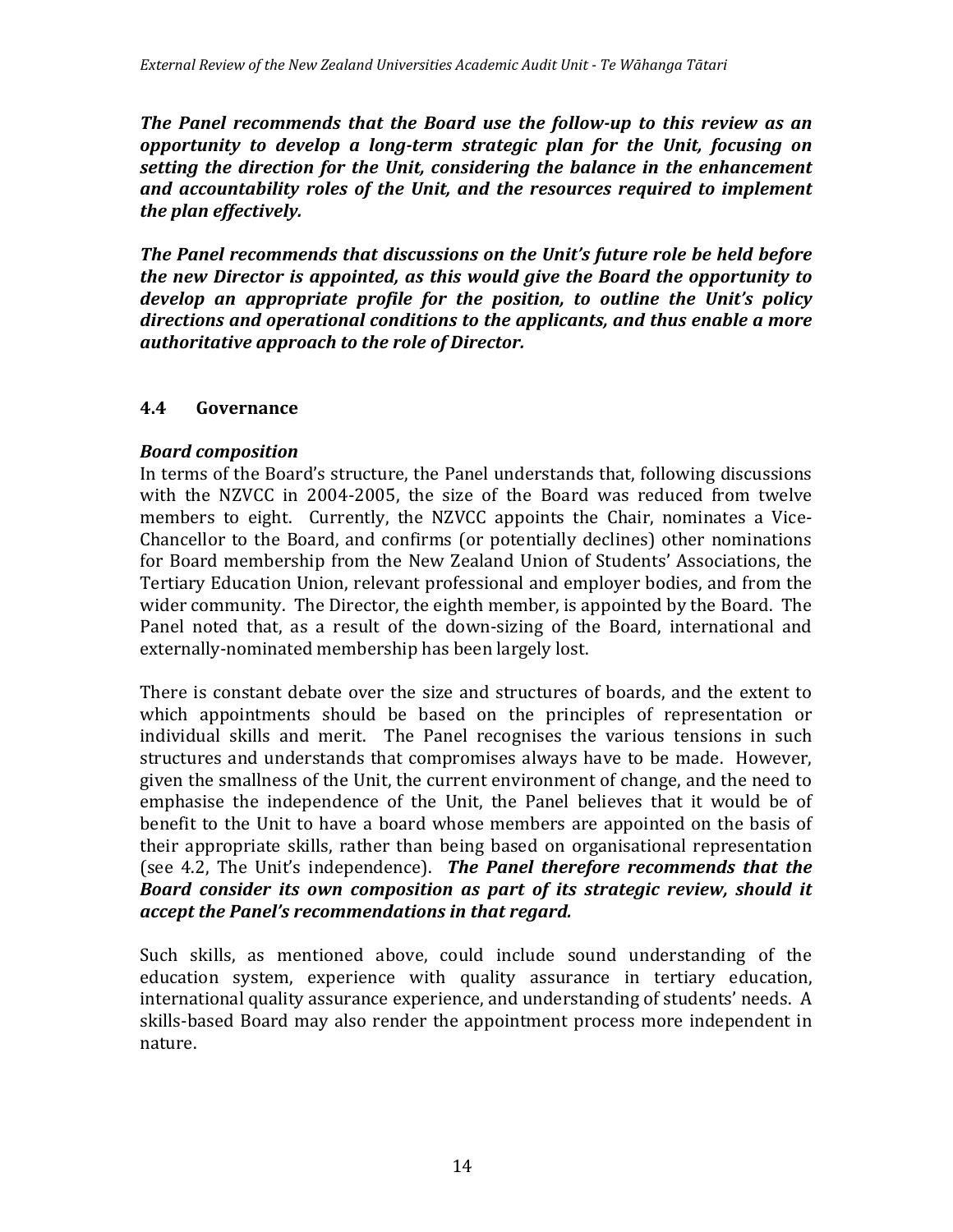***The Panel recommends that the Board use the follow-up to this review as an opportunity to develop a long-term strategic plan for the Unit, focusing on setting the direction for the Unit, considering the balance in the enhancement and accountability roles of the Unit, and the resources required to implement the plan effectively.***

***The Panel recommends that discussions on the Unit's future role be held before the new Director is appointed, as this would give the Board the opportunity to develop an appropriate profile for the position, to outline the Unit's policy directions and operational conditions to the applicants, and thus enable a more authoritative approach to the role of Director.***

## 4.4 Governance

### *Board composition*

In terms of the Board's structure, the Panel understands that, following discussions with the NZVCC in 2004-2005, the size of the Board was reduced from twelve members to eight. Currently, the NZVCC appoints the Chair, nominates a Vice-Chancellor to the Board, and confirms (or potentially declines) other nominations for Board membership from the New Zealand Union of Students' Associations, the Tertiary Education Union, relevant professional and employer bodies, and from the wider community. The Director, the eighth member, is appointed by the Board. The Panel noted that, as a result of the down-sizing of the Board, international and externally-nominated membership has been largely lost.

There is constant debate over the size and structures of boards, and the extent to which appointments should be based on the principles of representation or individual skills and merit. The Panel recognises the various tensions in such structures and understands that compromises always have to be made. However, given the smallness of the Unit, the current environment of change, and the need to emphasise the independence of the Unit, the Panel believes that it would be of benefit to the Unit to have a board whose members are appointed on the basis of their appropriate skills, rather than being based on organisational representation (see 4.2, The Unit's independence). ***The Panel therefore recommends that the Board consider its own composition as part of its strategic review, should it accept the Panel's recommendations in that regard.***

Such skills, as mentioned above, could include sound understanding of the education system, experience with quality assurance in tertiary education, international quality assurance experience, and understanding of students' needs. A skills-based Board may also render the appointment process more independent in nature.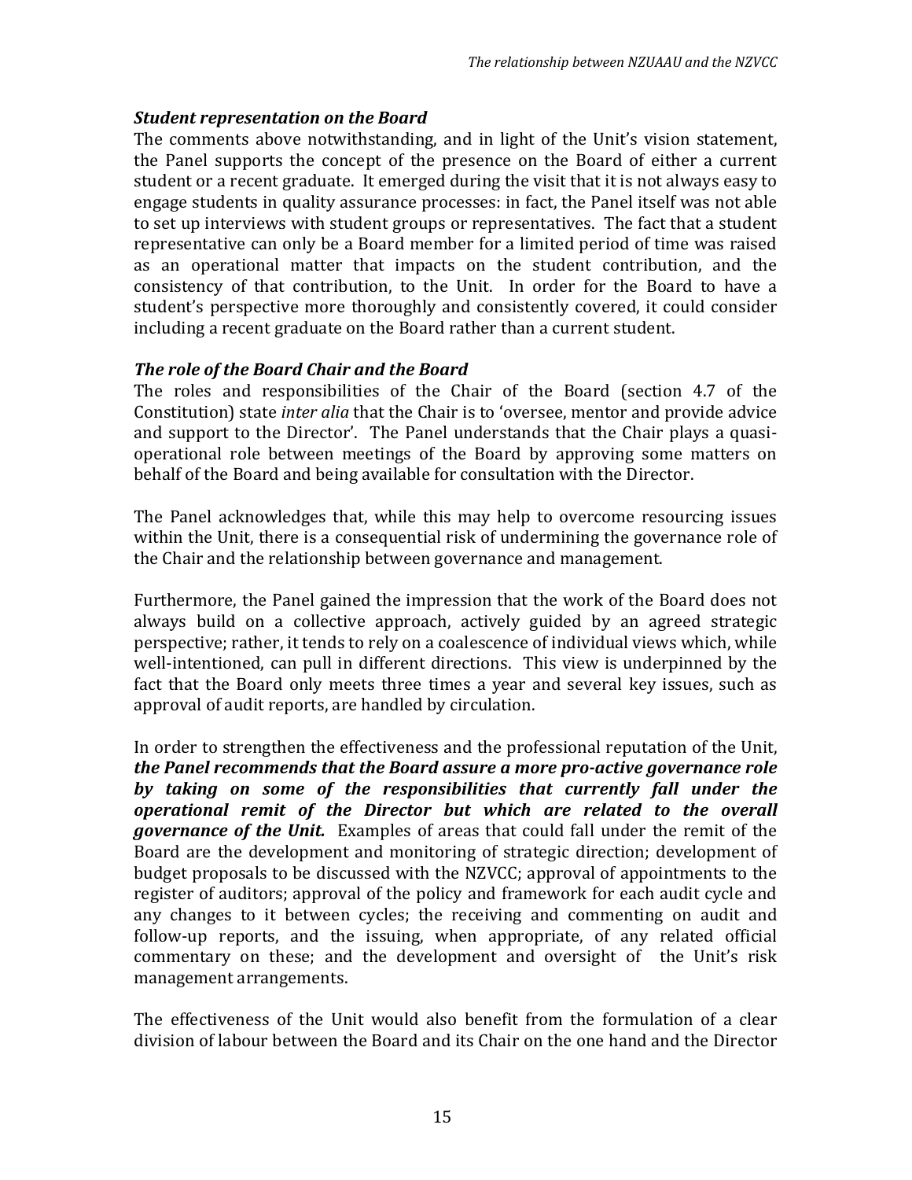### *Student representation on the Board*

The comments above notwithstanding, and in light of the Unit's vision statement, the Panel supports the concept of the presence on the Board of either a current student or a recent graduate. It emerged during the visit that it is not always easy to engage students in quality assurance processes: in fact, the Panel itself was not able to set up interviews with student groups or representatives. The fact that a student representative can only be a Board member for a limited period of time was raised as an operational matter that impacts on the student contribution, and the consistency of that contribution, to the Unit. In order for the Board to have a student's perspective more thoroughly and consistently covered, it could consider including a recent graduate on the Board rather than a current student.

### *The role of the Board Chair and the Board*

The roles and responsibilities of the Chair of the Board (section 4.7 of the Constitution) state *inter alia* that the Chair is to 'oversee, mentor and provide advice and support to the Director'. The Panel understands that the Chair plays a quasi-operational role between meetings of the Board by approving some matters on behalf of the Board and being available for consultation with the Director.

The Panel acknowledges that, while this may help to overcome resourcing issues within the Unit, there is a consequential risk of undermining the governance role of the Chair and the relationship between governance and management.

Furthermore, the Panel gained the impression that the work of the Board does not always build on a collective approach, actively guided by an agreed strategic perspective; rather, it tends to rely on a coalescence of individual views which, while well-intentioned, can pull in different directions. This view is underpinned by the fact that the Board only meets three times a year and several key issues, such as approval of audit reports, are handled by circulation.

In order to strengthen the effectiveness and the professional reputation of the Unit, ***the Panel recommends that the Board assure a more pro-active governance role by taking on some of the responsibilities that currently fall under the operational remit of the Director but which are related to the overall governance of the Unit.*** Examples of areas that could fall under the remit of the Board are the development and monitoring of strategic direction; development of budget proposals to be discussed with the NZVCC; approval of appointments to the register of auditors; approval of the policy and framework for each audit cycle and any changes to it between cycles; the receiving and commenting on audit and follow-up reports, and the issuing, when appropriate, of any related official commentary on these; and the development and oversight of the Unit's risk management arrangements.

The effectiveness of the Unit would also benefit from the formulation of a clear division of labour between the Board and its Chair on the one hand and the Director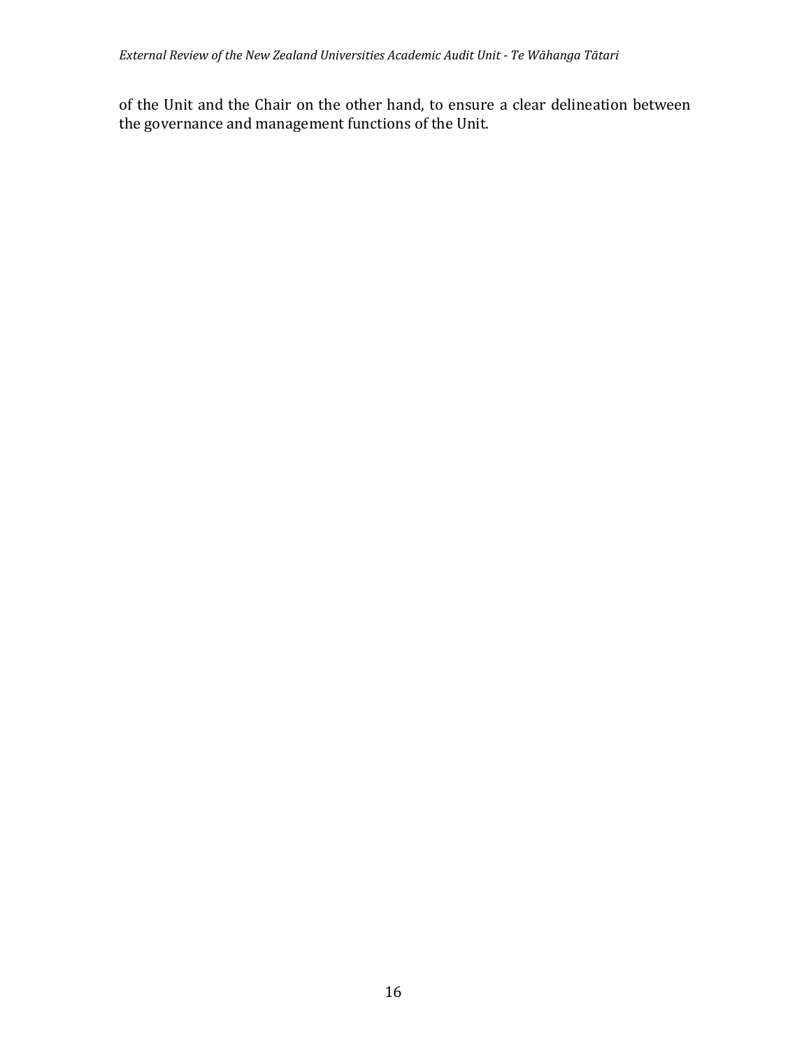of the Unit and the Chair on the other hand, to ensure a clear delineation between the governance and management functions of the Unit.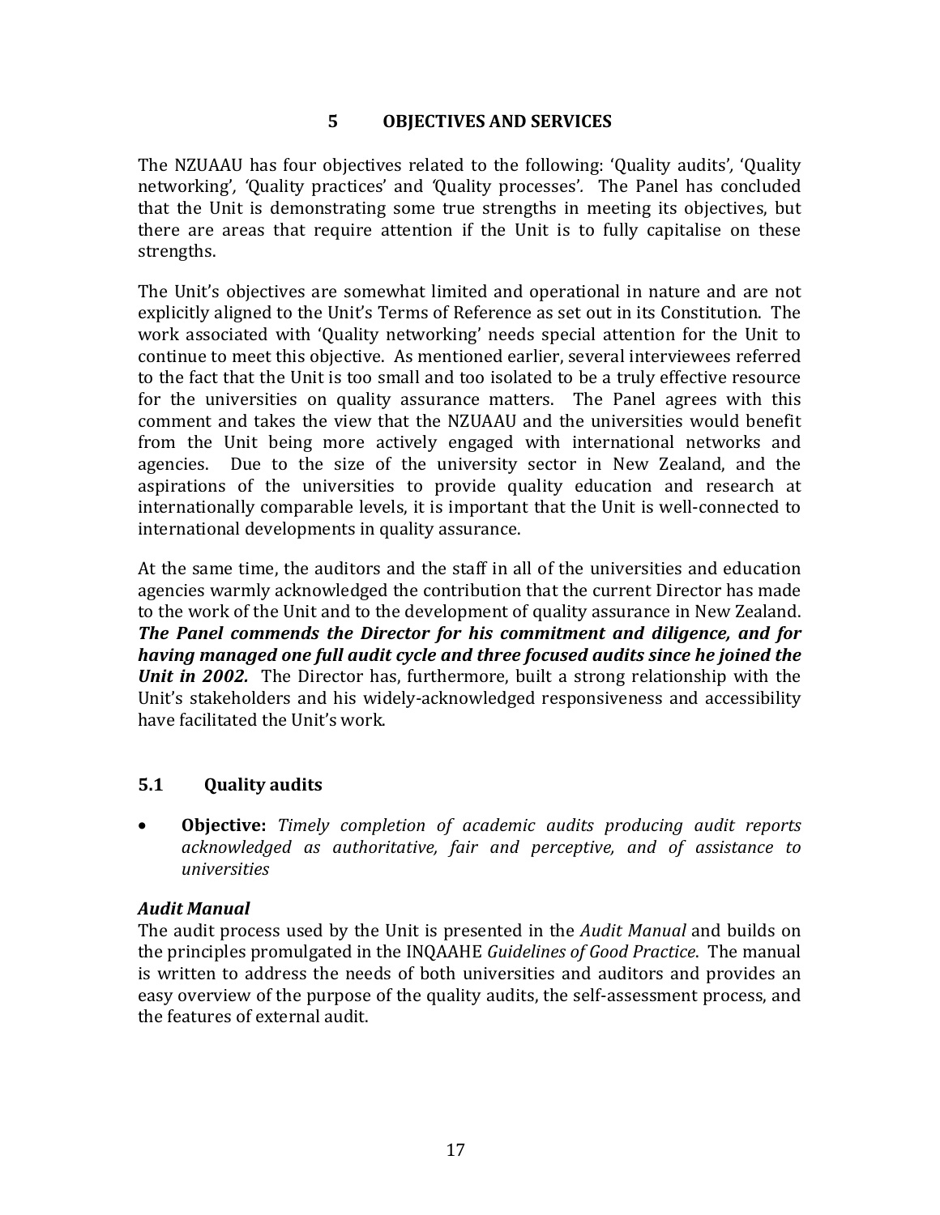# 5 OBJECTIVES AND SERVICES

The NZUAAU has four objectives related to the following: 'Quality audits', 'Quality networking', 'Quality practices' and 'Quality processes'. The Panel has concluded that the Unit is demonstrating some true strengths in meeting its objectives, but there are areas that require attention if the Unit is to fully capitalise on these strengths.

The Unit's objectives are somewhat limited and operational in nature and are not explicitly aligned to the Unit's Terms of Reference as set out in its Constitution. The work associated with 'Quality networking' needs special attention for the Unit to continue to meet this objective. As mentioned earlier, several interviewees referred to the fact that the Unit is too small and too isolated to be a truly effective resource for the universities on quality assurance matters. The Panel agrees with this comment and takes the view that the NZUAAU and the universities would benefit from the Unit being more actively engaged with international networks and agencies. Due to the size of the university sector in New Zealand, and the aspirations of the universities to provide quality education and research at internationally comparable levels, it is important that the Unit is well-connected to international developments in quality assurance.

At the same time, the auditors and the staff in all of the universities and education agencies warmly acknowledged the contribution that the current Director has made to the work of the Unit and to the development of quality assurance in New Zealand. ***The Panel commends the Director for his commitment and diligence, and for having managed one full audit cycle and three focused audits since he joined the Unit in 2002.*** The Director has, furthermore, built a strong relationship with the Unit's stakeholders and his widely-acknowledged responsiveness and accessibility have facilitated the Unit's work.

## 5.1 Quality audits

- **Objective:** *Timely completion of academic audits producing audit reports acknowledged as authoritative, fair and perceptive, and of assistance to universities*

### *Audit Manual*

The audit process used by the Unit is presented in the *Audit Manual* and builds on the principles promulgated in the INQAAHE *Guidelines of Good Practice*. The manual is written to address the needs of both universities and auditors and provides an easy overview of the purpose of the quality audits, the self-assessment process, and the features of external audit.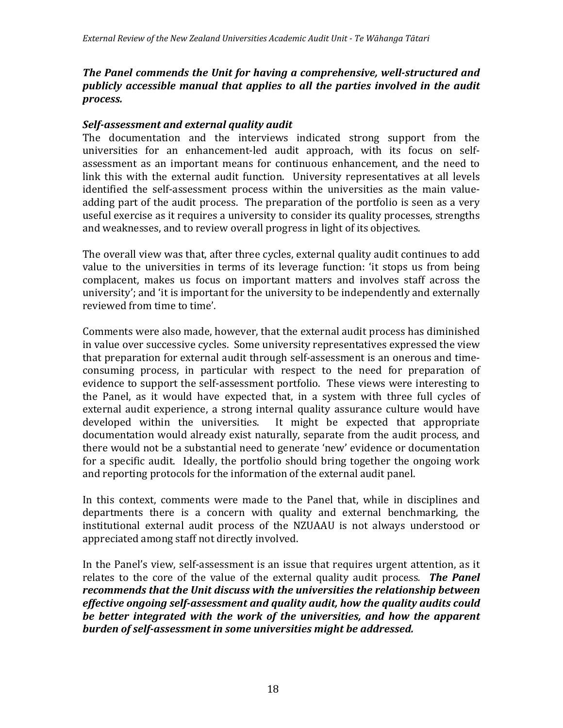***The Panel commends the Unit for having a comprehensive, well-structured and publicly accessible manual that applies to all the parties involved in the audit process.***

***Self-assessment and external quality audit***

The documentation and the interviews indicated strong support from the universities for an enhancement-led audit approach, with its focus on self-assessment as an important means for continuous enhancement, and the need to link this with the external audit function. University representatives at all levels identified the self-assessment process within the universities as the main value-adding part of the audit process. The preparation of the portfolio is seen as a very useful exercise as it requires a university to consider its quality processes, strengths and weaknesses, and to review overall progress in light of its objectives.

The overall view was that, after three cycles, external quality audit continues to add value to the universities in terms of its leverage function: 'it stops us from being complacent, makes us focus on important matters and involves staff across the university'; and 'it is important for the university to be independently and externally reviewed from time to time'.

Comments were also made, however, that the external audit process has diminished in value over successive cycles. Some university representatives expressed the view that preparation for external audit through self-assessment is an onerous and time-consuming process, in particular with respect to the need for preparation of evidence to support the self-assessment portfolio. These views were interesting to the Panel, as it would have expected that, in a system with three full cycles of external audit experience, a strong internal quality assurance culture would have developed within the universities. It might be expected that appropriate documentation would already exist naturally, separate from the audit process, and there would not be a substantial need to generate 'new' evidence or documentation for a specific audit. Ideally, the portfolio should bring together the ongoing work and reporting protocols for the information of the external audit panel.

In this context, comments were made to the Panel that, while in disciplines and departments there is a concern with quality and external benchmarking, the institutional external audit process of the NZUAAU is not always understood or appreciated among staff not directly involved.

In the Panel's view, self-assessment is an issue that requires urgent attention, as it relates to the core of the value of the external quality audit process. ***The Panel recommends that the Unit discuss with the universities the relationship between effective ongoing self-assessment and quality audit, how the quality audits could be better integrated with the work of the universities, and how the apparent burden of self-assessment in some universities might be addressed.***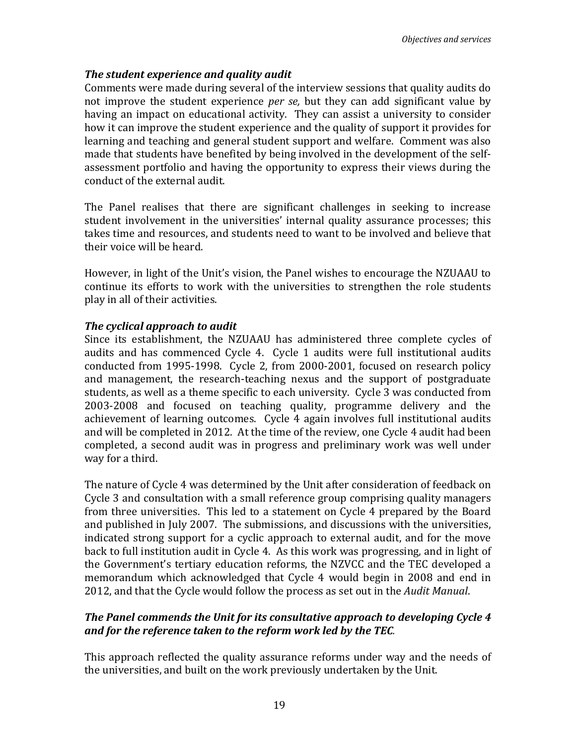### *The student experience and quality audit*

Comments were made during several of the interview sessions that quality audits do not improve the student experience *per se,* but they can add significant value by having an impact on educational activity. They can assist a university to consider how it can improve the student experience and the quality of support it provides for learning and teaching and general student support and welfare. Comment was also made that students have benefited by being involved in the development of the self-assessment portfolio and having the opportunity to express their views during the conduct of the external audit.

The Panel realises that there are significant challenges in seeking to increase student involvement in the universities' internal quality assurance processes; this takes time and resources, and students need to want to be involved and believe that their voice will be heard.

However, in light of the Unit's vision, the Panel wishes to encourage the NZUAAU to continue its efforts to work with the universities to strengthen the role students play in all of their activities.

### *The cyclical approach to audit*

Since its establishment, the NZUAAU has administered three complete cycles of audits and has commenced Cycle 4. Cycle 1 audits were full institutional audits conducted from 1995-1998. Cycle 2, from 2000-2001, focused on research policy and management, the research-teaching nexus and the support of postgraduate students, as well as a theme specific to each university. Cycle 3 was conducted from 2003-2008 and focused on teaching quality, programme delivery and the achievement of learning outcomes. Cycle 4 again involves full institutional audits and will be completed in 2012. At the time of the review, one Cycle 4 audit had been completed, a second audit was in progress and preliminary work was well under way for a third.

The nature of Cycle 4 was determined by the Unit after consideration of feedback on Cycle 3 and consultation with a small reference group comprising quality managers from three universities. This led to a statement on Cycle 4 prepared by the Board and published in July 2007. The submissions, and discussions with the universities, indicated strong support for a cyclic approach to external audit, and for the move back to full institution audit in Cycle 4. As this work was progressing, and in light of the Government's tertiary education reforms, the NZVCC and the TEC developed a memorandum which acknowledged that Cycle 4 would begin in 2008 and end in 2012, and that the Cycle would follow the process as set out in the *Audit Manual*.

***The Panel commends the Unit for its consultative approach to developing Cycle 4 and for the reference taken to the reform work led by the TEC.***

This approach reflected the quality assurance reforms under way and the needs of the universities, and built on the work previously undertaken by the Unit.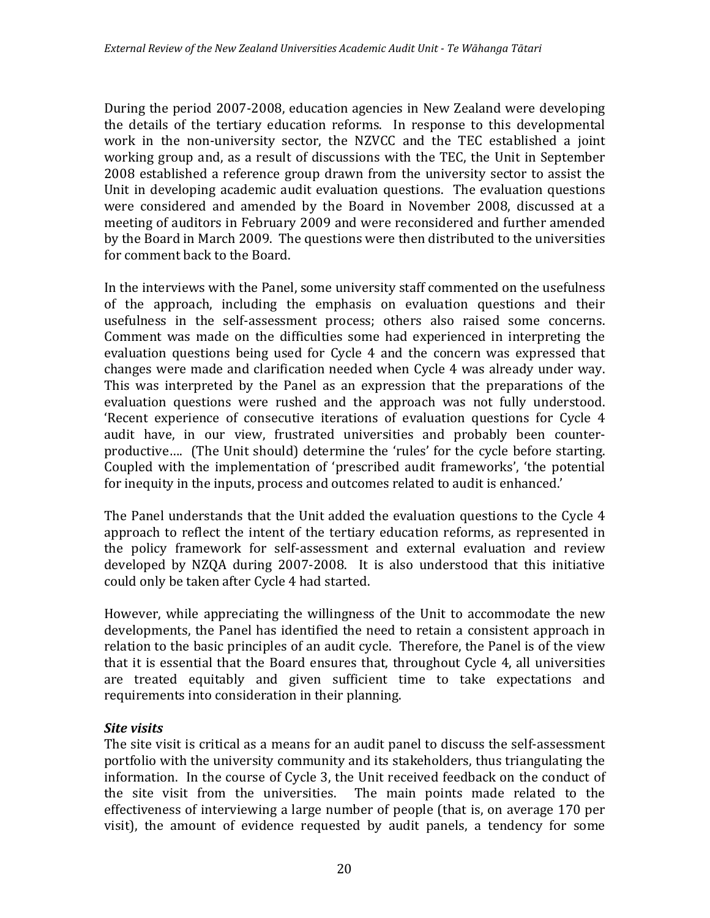During the period 2007-2008, education agencies in New Zealand were developing the details of the tertiary education reforms. In response to this developmental work in the non-university sector, the NZVCC and the TEC established a joint working group and, as a result of discussions with the TEC, the Unit in September 2008 established a reference group drawn from the university sector to assist the Unit in developing academic audit evaluation questions. The evaluation questions were considered and amended by the Board in November 2008, discussed at a meeting of auditors in February 2009 and were reconsidered and further amended by the Board in March 2009. The questions were then distributed to the universities for comment back to the Board.

In the interviews with the Panel, some university staff commented on the usefulness of the approach, including the emphasis on evaluation questions and their usefulness in the self-assessment process; others also raised some concerns. Comment was made on the difficulties some had experienced in interpreting the evaluation questions being used for Cycle 4 and the concern was expressed that changes were made and clarification needed when Cycle 4 was already under way. This was interpreted by the Panel as an expression that the preparations of the evaluation questions were rushed and the approach was not fully understood. 'Recent experience of consecutive iterations of evaluation questions for Cycle 4 audit have, in our view, frustrated universities and probably been counter-productive…. (The Unit should) determine the 'rules' for the cycle before starting. Coupled with the implementation of 'prescribed audit frameworks', 'the potential for inequity in the inputs, process and outcomes related to audit is enhanced.'

The Panel understands that the Unit added the evaluation questions to the Cycle 4 approach to reflect the intent of the tertiary education reforms, as represented in the policy framework for self-assessment and external evaluation and review developed by NZQA during 2007-2008. It is also understood that this initiative could only be taken after Cycle 4 had started.

However, while appreciating the willingness of the Unit to accommodate the new developments, the Panel has identified the need to retain a consistent approach in relation to the basic principles of an audit cycle. Therefore, the Panel is of the view that it is essential that the Board ensures that, throughout Cycle 4, all universities are treated equitably and given sufficient time to take expectations and requirements into consideration in their planning.

***Site visits***

The site visit is critical as a means for an audit panel to discuss the self-assessment portfolio with the university community and its stakeholders, thus triangulating the information. In the course of Cycle 3, the Unit received feedback on the conduct of the site visit from the universities. The main points made related to the effectiveness of interviewing a large number of people (that is, on average 170 per visit), the amount of evidence requested by audit panels, a tendency for some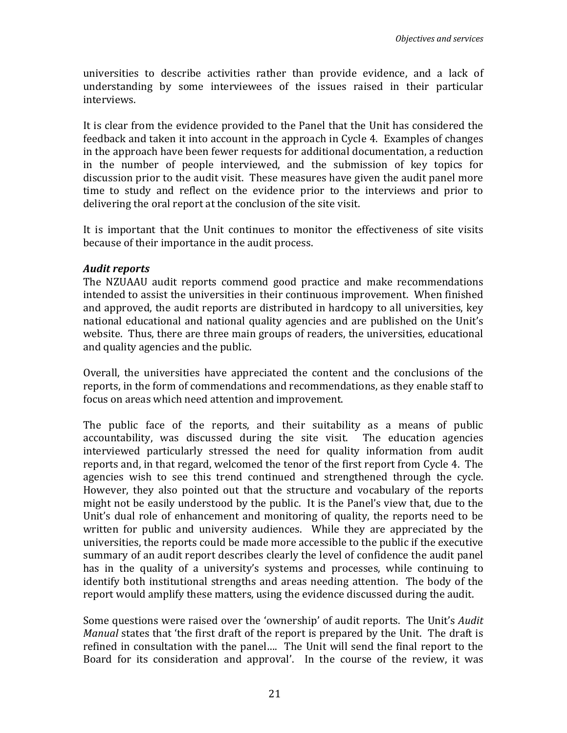universities to describe activities rather than provide evidence, and a lack of understanding by some interviewees of the issues raised in their particular interviews.

It is clear from the evidence provided to the Panel that the Unit has considered the feedback and taken it into account in the approach in Cycle 4. Examples of changes in the approach have been fewer requests for additional documentation, a reduction in the number of people interviewed, and the submission of key topics for discussion prior to the audit visit. These measures have given the audit panel more time to study and reflect on the evidence prior to the interviews and prior to delivering the oral report at the conclusion of the site visit.

It is important that the Unit continues to monitor the effectiveness of site visits because of their importance in the audit process.

***Audit reports***

The NZUAAU audit reports commend good practice and make recommendations intended to assist the universities in their continuous improvement. When finished and approved, the audit reports are distributed in hardcopy to all universities, key national educational and national quality agencies and are published on the Unit's website. Thus, there are three main groups of readers, the universities, educational and quality agencies and the public.

Overall, the universities have appreciated the content and the conclusions of the reports, in the form of commendations and recommendations, as they enable staff to focus on areas which need attention and improvement.

The public face of the reports, and their suitability as a means of public accountability, was discussed during the site visit. The education agencies interviewed particularly stressed the need for quality information from audit reports and, in that regard, welcomed the tenor of the first report from Cycle 4. The agencies wish to see this trend continued and strengthened through the cycle. However, they also pointed out that the structure and vocabulary of the reports might not be easily understood by the public. It is the Panel's view that, due to the Unit's dual role of enhancement and monitoring of quality, the reports need to be written for public and university audiences. While they are appreciated by the universities, the reports could be made more accessible to the public if the executive summary of an audit report describes clearly the level of confidence the audit panel has in the quality of a university's systems and processes, while continuing to identify both institutional strengths and areas needing attention. The body of the report would amplify these matters, using the evidence discussed during the audit.

Some questions were raised over the 'ownership' of audit reports. The Unit's *Audit Manual* states that 'the first draft of the report is prepared by the Unit. The draft is refined in consultation with the panel…. The Unit will send the final report to the Board for its consideration and approval'. In the course of the review, it was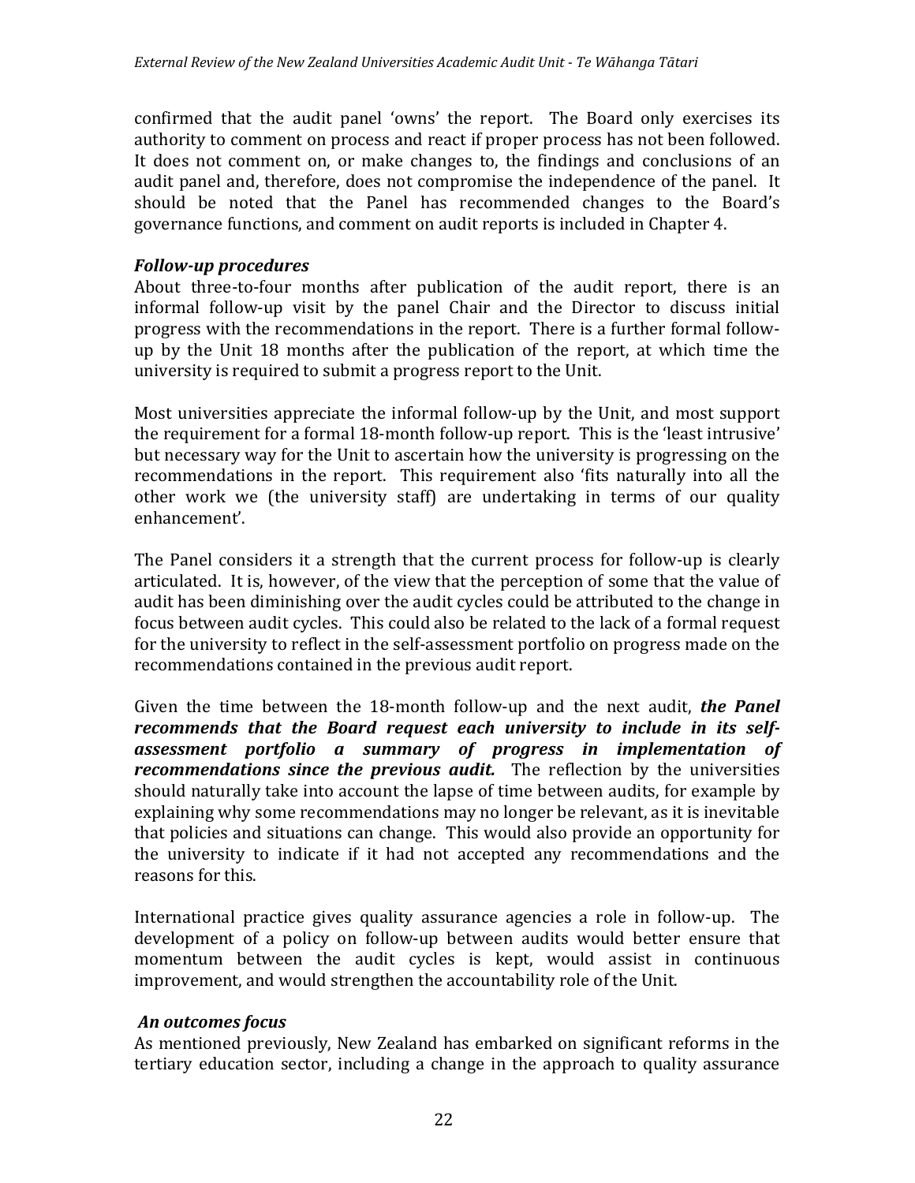confirmed that the audit panel 'owns' the report. The Board only exercises its authority to comment on process and react if proper process has not been followed. It does not comment on, or make changes to, the findings and conclusions of an audit panel and, therefore, does not compromise the independence of the panel. It should be noted that the Panel has recommended changes to the Board's governance functions, and comment on audit reports is included in Chapter 4.

***Follow-up procedures***

About three-to-four months after publication of the audit report, there is an informal follow-up visit by the panel Chair and the Director to discuss initial progress with the recommendations in the report. There is a further formal follow-up by the Unit 18 months after the publication of the report, at which time the university is required to submit a progress report to the Unit.

Most universities appreciate the informal follow-up by the Unit, and most support the requirement for a formal 18-month follow-up report. This is the 'least intrusive' but necessary way for the Unit to ascertain how the university is progressing on the recommendations in the report. This requirement also 'fits naturally into all the other work we (the university staff) are undertaking in terms of our quality enhancement'.

The Panel considers it a strength that the current process for follow-up is clearly articulated. It is, however, of the view that the perception of some that the value of audit has been diminishing over the audit cycles could be attributed to the change in focus between audit cycles. This could also be related to the lack of a formal request for the university to reflect in the self-assessment portfolio on progress made on the recommendations contained in the previous audit report.

Given the time between the 18-month follow-up and the next audit, ***the Panel recommends that the Board request each university to include in its self-assessment portfolio a summary of progress in implementation of recommendations since the previous audit.*** The reflection by the universities should naturally take into account the lapse of time between audits, for example by explaining why some recommendations may no longer be relevant, as it is inevitable that policies and situations can change. This would also provide an opportunity for the university to indicate if it had not accepted any recommendations and the reasons for this.

International practice gives quality assurance agencies a role in follow-up. The development of a policy on follow-up between audits would better ensure that momentum between the audit cycles is kept, would assist in continuous improvement, and would strengthen the accountability role of the Unit.

***An outcomes focus***

As mentioned previously, New Zealand has embarked on significant reforms in the tertiary education sector, including a change in the approach to quality assurance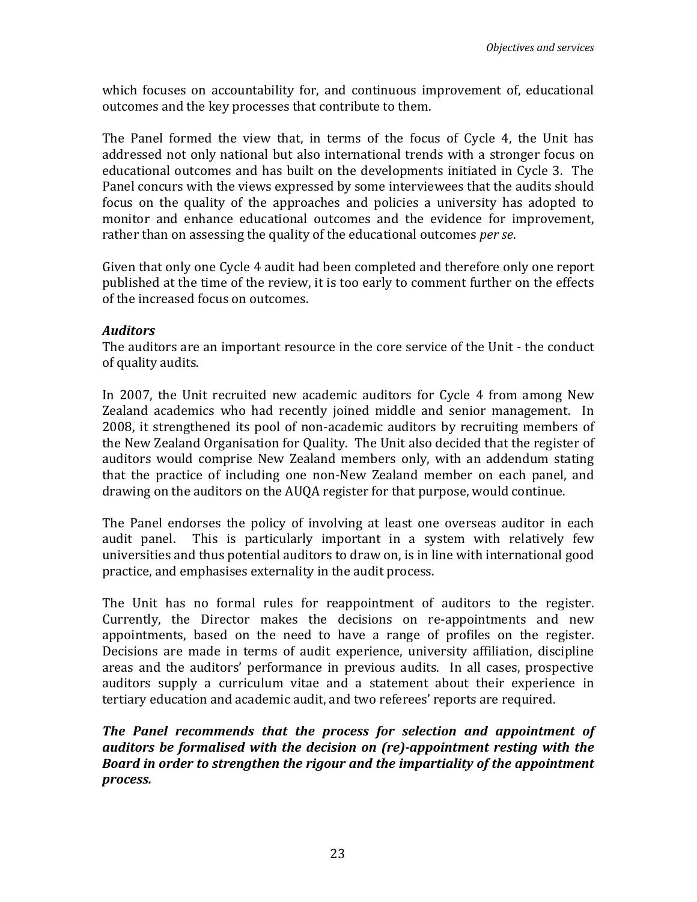which focuses on accountability for, and continuous improvement of, educational outcomes and the key processes that contribute to them.

The Panel formed the view that, in terms of the focus of Cycle 4, the Unit has addressed not only national but also international trends with a stronger focus on educational outcomes and has built on the developments initiated in Cycle 3. The Panel concurs with the views expressed by some interviewees that the audits should focus on the quality of the approaches and policies a university has adopted to monitor and enhance educational outcomes and the evidence for improvement, rather than on assessing the quality of the educational outcomes *per se*.

Given that only one Cycle 4 audit had been completed and therefore only one report published at the time of the review, it is too early to comment further on the effects of the increased focus on outcomes.

### *Auditors*

The auditors are an important resource in the core service of the Unit - the conduct of quality audits.

In 2007, the Unit recruited new academic auditors for Cycle 4 from among New Zealand academics who had recently joined middle and senior management. In 2008, it strengthened its pool of non-academic auditors by recruiting members of the New Zealand Organisation for Quality. The Unit also decided that the register of auditors would comprise New Zealand members only, with an addendum stating that the practice of including one non-New Zealand member on each panel, and drawing on the auditors on the AUQA register for that purpose, would continue.

The Panel endorses the policy of involving at least one overseas auditor in each audit panel. This is particularly important in a system with relatively few universities and thus potential auditors to draw on, is in line with international good practice, and emphasises externality in the audit process.

The Unit has no formal rules for reappointment of auditors to the register. Currently, the Director makes the decisions on re-appointments and new appointments, based on the need to have a range of profiles on the register. Decisions are made in terms of audit experience, university affiliation, discipline areas and the auditors' performance in previous audits. In all cases, prospective auditors supply a curriculum vitae and a statement about their experience in tertiary education and academic audit, and two referees' reports are required.

***The Panel recommends that the process for selection and appointment of auditors be formalised with the decision on (re)-appointment resting with the Board in order to strengthen the rigour and the impartiality of the appointment process.***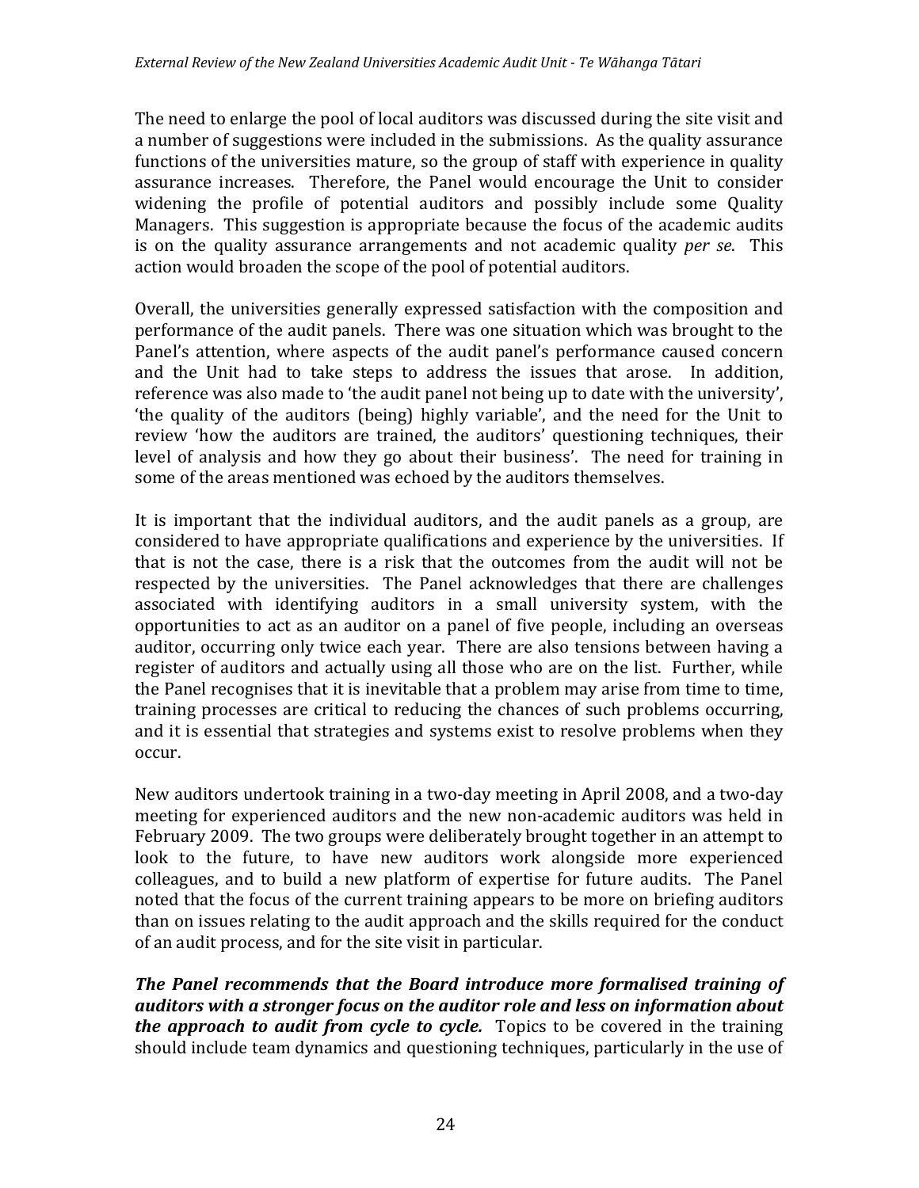The need to enlarge the pool of local auditors was discussed during the site visit and a number of suggestions were included in the submissions. As the quality assurance functions of the universities mature, so the group of staff with experience in quality assurance increases. Therefore, the Panel would encourage the Unit to consider widening the profile of potential auditors and possibly include some Quality Managers. This suggestion is appropriate because the focus of the academic audits is on the quality assurance arrangements and not academic quality *per se*. This action would broaden the scope of the pool of potential auditors.

Overall, the universities generally expressed satisfaction with the composition and performance of the audit panels. There was one situation which was brought to the Panel's attention, where aspects of the audit panel's performance caused concern and the Unit had to take steps to address the issues that arose. In addition, reference was also made to 'the audit panel not being up to date with the university', 'the quality of the auditors (being) highly variable', and the need for the Unit to review 'how the auditors are trained, the auditors' questioning techniques, their level of analysis and how they go about their business'. The need for training in some of the areas mentioned was echoed by the auditors themselves.

It is important that the individual auditors, and the audit panels as a group, are considered to have appropriate qualifications and experience by the universities. If that is not the case, there is a risk that the outcomes from the audit will not be respected by the universities. The Panel acknowledges that there are challenges associated with identifying auditors in a small university system, with the opportunities to act as an auditor on a panel of five people, including an overseas auditor, occurring only twice each year. There are also tensions between having a register of auditors and actually using all those who are on the list. Further, while the Panel recognises that it is inevitable that a problem may arise from time to time, training processes are critical to reducing the chances of such problems occurring, and it is essential that strategies and systems exist to resolve problems when they occur.

New auditors undertook training in a two-day meeting in April 2008, and a two-day meeting for experienced auditors and the new non-academic auditors was held in February 2009. The two groups were deliberately brought together in an attempt to look to the future, to have new auditors work alongside more experienced colleagues, and to build a new platform of expertise for future audits. The Panel noted that the focus of the current training appears to be more on briefing auditors than on issues relating to the audit approach and the skills required for the conduct of an audit process, and for the site visit in particular.

***The Panel recommends that the Board introduce more formalised training of auditors with a stronger focus on the auditor role and less on information about the approach to audit from cycle to cycle.*** Topics to be covered in the training should include team dynamics and questioning techniques, particularly in the use of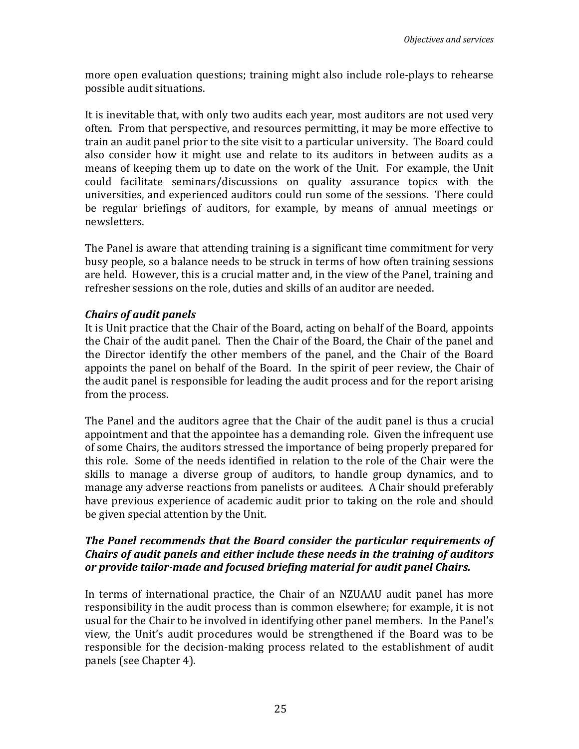more open evaluation questions; training might also include role-plays to rehearse possible audit situations.

It is inevitable that, with only two audits each year, most auditors are not used very often. From that perspective, and resources permitting, it may be more effective to train an audit panel prior to the site visit to a particular university. The Board could also consider how it might use and relate to its auditors in between audits as a means of keeping them up to date on the work of the Unit. For example, the Unit could facilitate seminars/discussions on quality assurance topics with the universities, and experienced auditors could run some of the sessions. There could be regular briefings of auditors, for example, by means of annual meetings or newsletters.

The Panel is aware that attending training is a significant time commitment for very busy people, so a balance needs to be struck in terms of how often training sessions are held. However, this is a crucial matter and, in the view of the Panel, training and refresher sessions on the role, duties and skills of an auditor are needed.

### *Chairs of audit panels*

It is Unit practice that the Chair of the Board, acting on behalf of the Board, appoints the Chair of the audit panel. Then the Chair of the Board, the Chair of the panel and the Director identify the other members of the panel, and the Chair of the Board appoints the panel on behalf of the Board. In the spirit of peer review, the Chair of the audit panel is responsible for leading the audit process and for the report arising from the process.

The Panel and the auditors agree that the Chair of the audit panel is thus a crucial appointment and that the appointee has a demanding role. Given the infrequent use of some Chairs, the auditors stressed the importance of being properly prepared for this role. Some of the needs identified in relation to the role of the Chair were the skills to manage a diverse group of auditors, to handle group dynamics, and to manage any adverse reactions from panelists or auditees. A Chair should preferably have previous experience of academic audit prior to taking on the role and should be given special attention by the Unit.

***The Panel recommends that the Board consider the particular requirements of Chairs of audit panels and either include these needs in the training of auditors or provide tailor-made and focused briefing material for audit panel Chairs.***

In terms of international practice, the Chair of an NZUAAU audit panel has more responsibility in the audit process than is common elsewhere; for example, it is not usual for the Chair to be involved in identifying other panel members. In the Panel's view, the Unit's audit procedures would be strengthened if the Board was to be responsible for the decision-making process related to the establishment of audit panels (see Chapter 4).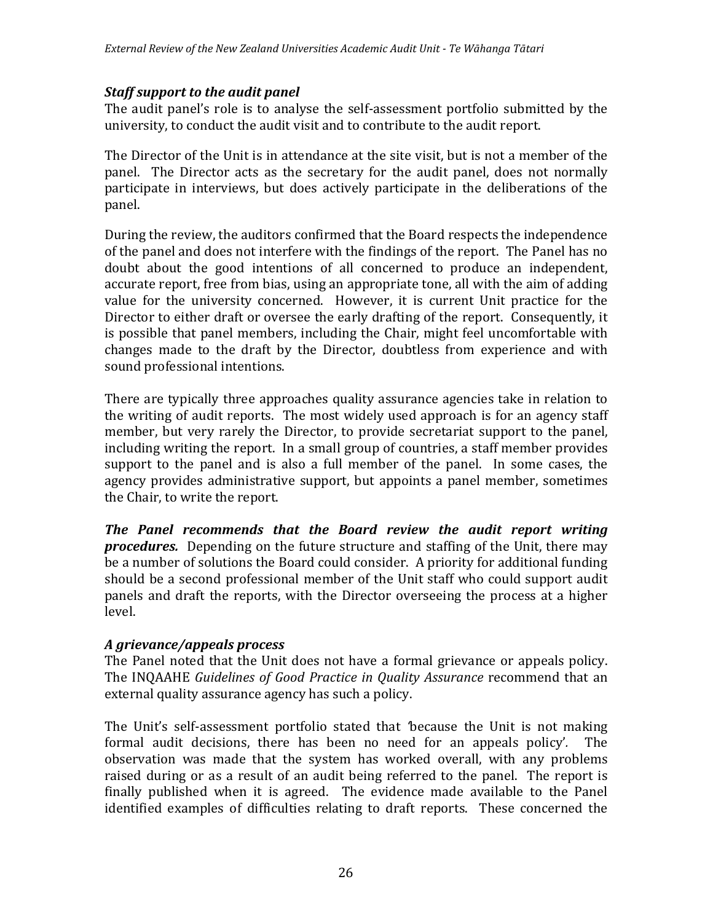### *Staff support to the audit panel*

The audit panel's role is to analyse the self-assessment portfolio submitted by the university, to conduct the audit visit and to contribute to the audit report.

The Director of the Unit is in attendance at the site visit, but is not a member of the panel. The Director acts as the secretary for the audit panel, does not normally participate in interviews, but does actively participate in the deliberations of the panel.

During the review, the auditors confirmed that the Board respects the independence of the panel and does not interfere with the findings of the report. The Panel has no doubt about the good intentions of all concerned to produce an independent, accurate report, free from bias, using an appropriate tone, all with the aim of adding value for the university concerned. However, it is current Unit practice for the Director to either draft or oversee the early drafting of the report. Consequently, it is possible that panel members, including the Chair, might feel uncomfortable with changes made to the draft by the Director, doubtless from experience and with sound professional intentions.

There are typically three approaches quality assurance agencies take in relation to the writing of audit reports. The most widely used approach is for an agency staff member, but very rarely the Director, to provide secretariat support to the panel, including writing the report. In a small group of countries, a staff member provides support to the panel and is also a full member of the panel. In some cases, the agency provides administrative support, but appoints a panel member, sometimes the Chair, to write the report.

***The Panel recommends that the Board review the audit report writing procedures.*** Depending on the future structure and staffing of the Unit, there may be a number of solutions the Board could consider. A priority for additional funding should be a second professional member of the Unit staff who could support audit panels and draft the reports, with the Director overseeing the process at a higher level.

### *A grievance/appeals process*

The Panel noted that the Unit does not have a formal grievance or appeals policy. The INQAAHE *Guidelines of Good Practice in Quality Assurance* recommend that an external quality assurance agency has such a policy.

The Unit's self-assessment portfolio stated that 'because the Unit is not making formal audit decisions, there has been no need for an appeals policy'. The observation was made that the system has worked overall, with any problems raised during or as a result of an audit being referred to the panel. The report is finally published when it is agreed. The evidence made available to the Panel identified examples of difficulties relating to draft reports. These concerned the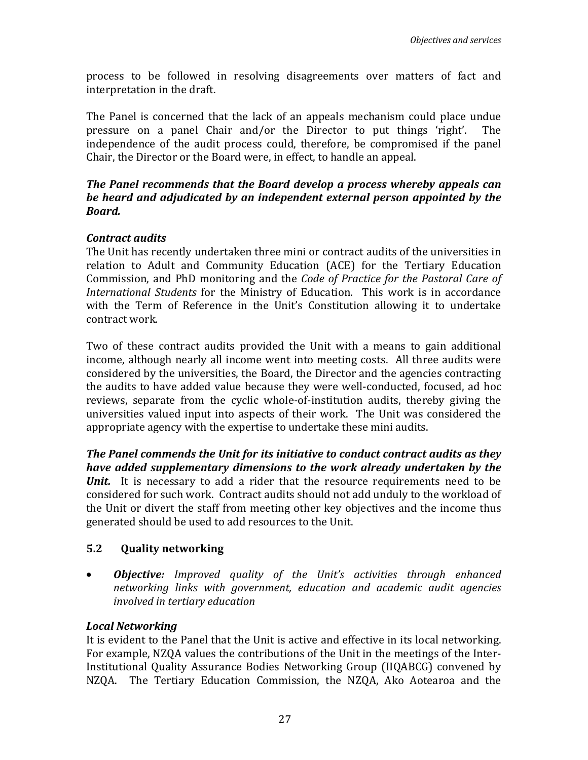process to be followed in resolving disagreements over matters of fact and interpretation in the draft.

The Panel is concerned that the lack of an appeals mechanism could place undue pressure on a panel Chair and/or the Director to put things 'right'. The independence of the audit process could, therefore, be compromised if the panel Chair, the Director or the Board were, in effect, to handle an appeal.

***The Panel recommends that the Board develop a process whereby appeals can be heard and adjudicated by an independent external person appointed by the Board.***

***Contract audits***

The Unit has recently undertaken three mini or contract audits of the universities in relation to Adult and Community Education (ACE) for the Tertiary Education Commission, and PhD monitoring and the *Code of Practice for the Pastoral Care of International Students* for the Ministry of Education. This work is in accordance with the Term of Reference in the Unit's Constitution allowing it to undertake contract work.

Two of these contract audits provided the Unit with a means to gain additional income, although nearly all income went into meeting costs. All three audits were considered by the universities, the Board, the Director and the agencies contracting the audits to have added value because they were well-conducted, focused, ad hoc reviews, separate from the cyclic whole-of-institution audits, thereby giving the universities valued input into aspects of their work. The Unit was considered the appropriate agency with the expertise to undertake these mini audits.

***The Panel commends the Unit for its initiative to conduct contract audits as they have added supplementary dimensions to the work already undertaken by the Unit.*** It is necessary to add a rider that the resource requirements need to be considered for such work. Contract audits should not add unduly to the workload of the Unit or divert the staff from meeting other key objectives and the income thus generated should be used to add resources to the Unit.

### 5.2 Quality networking

- ***Objective:*** *Improved quality of the Unit's activities through enhanced networking links with government, education and academic audit agencies involved in tertiary education*

***Local Networking***

It is evident to the Panel that the Unit is active and effective in its local networking. For example, NZQA values the contributions of the Unit in the meetings of the Inter-Institutional Quality Assurance Bodies Networking Group (IIQABCG) convened by NZQA. The Tertiary Education Commission, the NZQA, Ako Aotearoa and the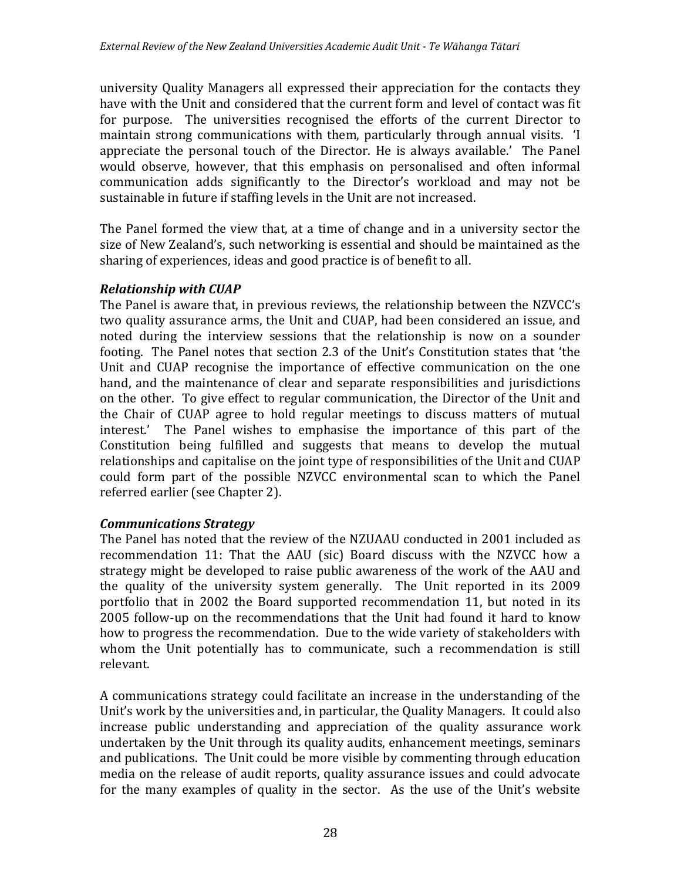university Quality Managers all expressed their appreciation for the contacts they have with the Unit and considered that the current form and level of contact was fit for purpose. The universities recognised the efforts of the current Director to maintain strong communications with them, particularly through annual visits. 'I appreciate the personal touch of the Director. He is always available.' The Panel would observe, however, that this emphasis on personalised and often informal communication adds significantly to the Director's workload and may not be sustainable in future if staffing levels in the Unit are not increased.

The Panel formed the view that, at a time of change and in a university sector the size of New Zealand's, such networking is essential and should be maintained as the sharing of experiences, ideas and good practice is of benefit to all.

### *Relationship with CUAP*

The Panel is aware that, in previous reviews, the relationship between the NZVCC's two quality assurance arms, the Unit and CUAP, had been considered an issue, and noted during the interview sessions that the relationship is now on a sounder footing. The Panel notes that section 2.3 of the Unit's Constitution states that 'the Unit and CUAP recognise the importance of effective communication on the one hand, and the maintenance of clear and separate responsibilities and jurisdictions on the other. To give effect to regular communication, the Director of the Unit and the Chair of CUAP agree to hold regular meetings to discuss matters of mutual interest.' The Panel wishes to emphasise the importance of this part of the Constitution being fulfilled and suggests that means to develop the mutual relationships and capitalise on the joint type of responsibilities of the Unit and CUAP could form part of the possible NZVCC environmental scan to which the Panel referred earlier (see Chapter 2).

### *Communications Strategy*

The Panel has noted that the review of the NZUAAU conducted in 2001 included as recommendation 11: That the AAU (sic) Board discuss with the NZVCC how a strategy might be developed to raise public awareness of the work of the AAU and the quality of the university system generally. The Unit reported in its 2009 portfolio that in 2002 the Board supported recommendation 11, but noted in its 2005 follow-up on the recommendations that the Unit had found it hard to know how to progress the recommendation. Due to the wide variety of stakeholders with whom the Unit potentially has to communicate, such a recommendation is still relevant.

A communications strategy could facilitate an increase in the understanding of the Unit's work by the universities and, in particular, the Quality Managers. It could also increase public understanding and appreciation of the quality assurance work undertaken by the Unit through its quality audits, enhancement meetings, seminars and publications. The Unit could be more visible by commenting through education media on the release of audit reports, quality assurance issues and could advocate for the many examples of quality in the sector. As the use of the Unit's website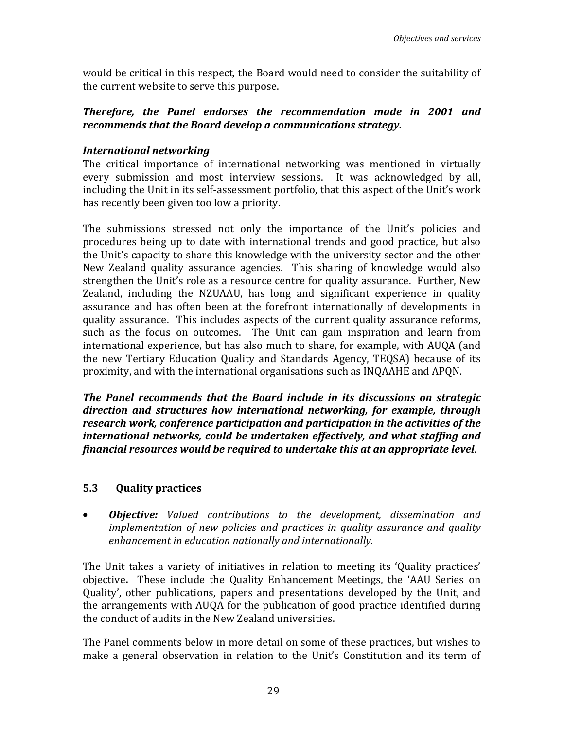would be critical in this respect, the Board would need to consider the suitability of the current website to serve this purpose.

***Therefore, the Panel endorses the recommendation made in 2001 and recommends that the Board develop a communications strategy.***

***International networking***

The critical importance of international networking was mentioned in virtually every submission and most interview sessions. It was acknowledged by all, including the Unit in its self-assessment portfolio, that this aspect of the Unit's work has recently been given too low a priority.

The submissions stressed not only the importance of the Unit's policies and procedures being up to date with international trends and good practice, but also the Unit's capacity to share this knowledge with the university sector and the other New Zealand quality assurance agencies. This sharing of knowledge would also strengthen the Unit's role as a resource centre for quality assurance. Further, New Zealand, including the NZUAAU, has long and significant experience in quality assurance and has often been at the forefront internationally of developments in quality assurance. This includes aspects of the current quality assurance reforms, such as the focus on outcomes. The Unit can gain inspiration and learn from international experience, but has also much to share, for example, with AUQA (and the new Tertiary Education Quality and Standards Agency, TEQSA) because of its proximity, and with the international organisations such as INQAAHE and APQN.

***The Panel recommends that the Board include in its discussions on strategic direction and structures how international networking, for example, through research work, conference participation and participation in the activities of the international networks, could be undertaken effectively, and what staffing and financial resources would be required to undertake this at an appropriate level.***

## 5.3 Quality practices

- ***Objective:*** *Valued contributions to the development, dissemination and implementation of new policies and practices in quality assurance and quality enhancement in education nationally and internationally.*

The Unit takes a variety of initiatives in relation to meeting its 'Quality practices' objective**.** These include the Quality Enhancement Meetings, the 'AAU Series on Quality', other publications, papers and presentations developed by the Unit, and the arrangements with AUQA for the publication of good practice identified during the conduct of audits in the New Zealand universities.

The Panel comments below in more detail on some of these practices, but wishes to make a general observation in relation to the Unit's Constitution and its term of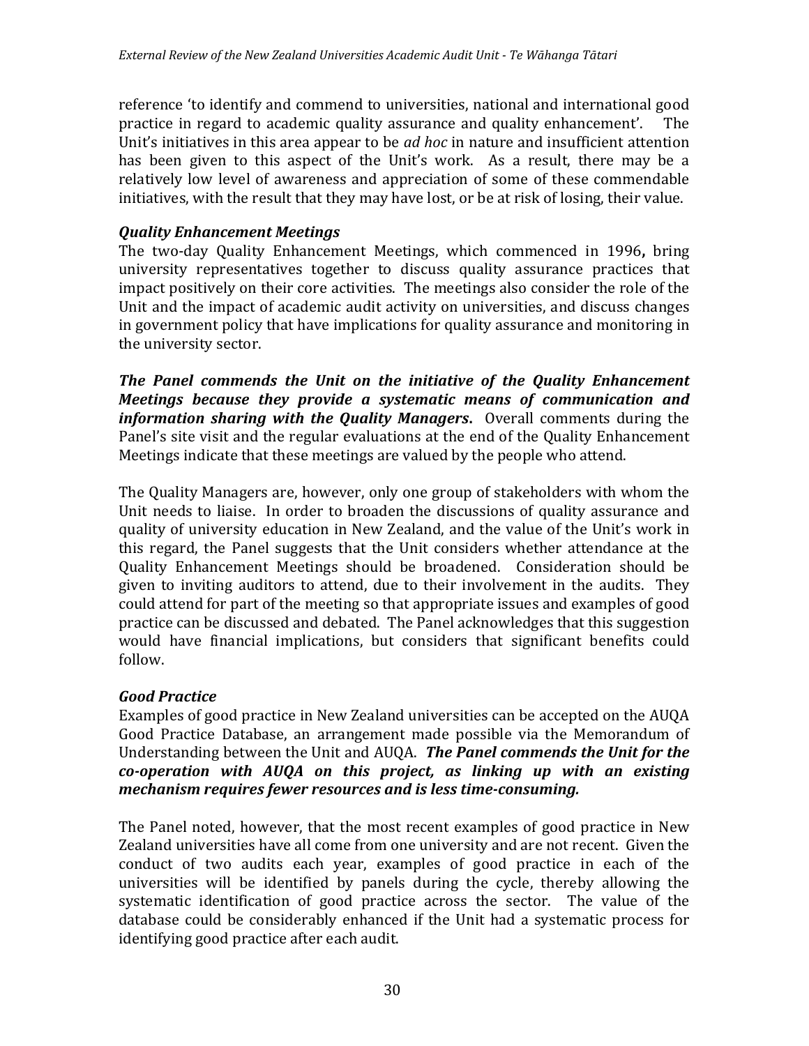reference 'to identify and commend to universities, national and international good practice in regard to academic quality assurance and quality enhancement'. The Unit's initiatives in this area appear to be *ad hoc* in nature and insufficient attention has been given to this aspect of the Unit's work. As a result, there may be a relatively low level of awareness and appreciation of some of these commendable initiatives, with the result that they may have lost, or be at risk of losing, their value.

### *Quality Enhancement Meetings*

The two-day Quality Enhancement Meetings, which commenced in 1996**,** bring university representatives together to discuss quality assurance practices that impact positively on their core activities. The meetings also consider the role of the Unit and the impact of academic audit activity on universities, and discuss changes in government policy that have implications for quality assurance and monitoring in the university sector.

***The Panel commends the Unit on the initiative of the Quality Enhancement Meetings because they provide a systematic means of communication and information sharing with the Quality Managers*.** Overall comments during the Panel's site visit and the regular evaluations at the end of the Quality Enhancement Meetings indicate that these meetings are valued by the people who attend.

The Quality Managers are, however, only one group of stakeholders with whom the Unit needs to liaise. In order to broaden the discussions of quality assurance and quality of university education in New Zealand, and the value of the Unit's work in this regard, the Panel suggests that the Unit considers whether attendance at the Quality Enhancement Meetings should be broadened. Consideration should be given to inviting auditors to attend, due to their involvement in the audits. They could attend for part of the meeting so that appropriate issues and examples of good practice can be discussed and debated. The Panel acknowledges that this suggestion would have financial implications, but considers that significant benefits could follow.

### *Good Practice*

Examples of good practice in New Zealand universities can be accepted on the AUQA Good Practice Database, an arrangement made possible via the Memorandum of Understanding between the Unit and AUQA. ***The Panel commends the Unit for the co-operation with AUQA on this project, as linking up with an existing mechanism requires fewer resources and is less time-consuming.***

The Panel noted, however, that the most recent examples of good practice in New Zealand universities have all come from one university and are not recent. Given the conduct of two audits each year, examples of good practice in each of the universities will be identified by panels during the cycle, thereby allowing the systematic identification of good practice across the sector. The value of the database could be considerably enhanced if the Unit had a systematic process for identifying good practice after each audit.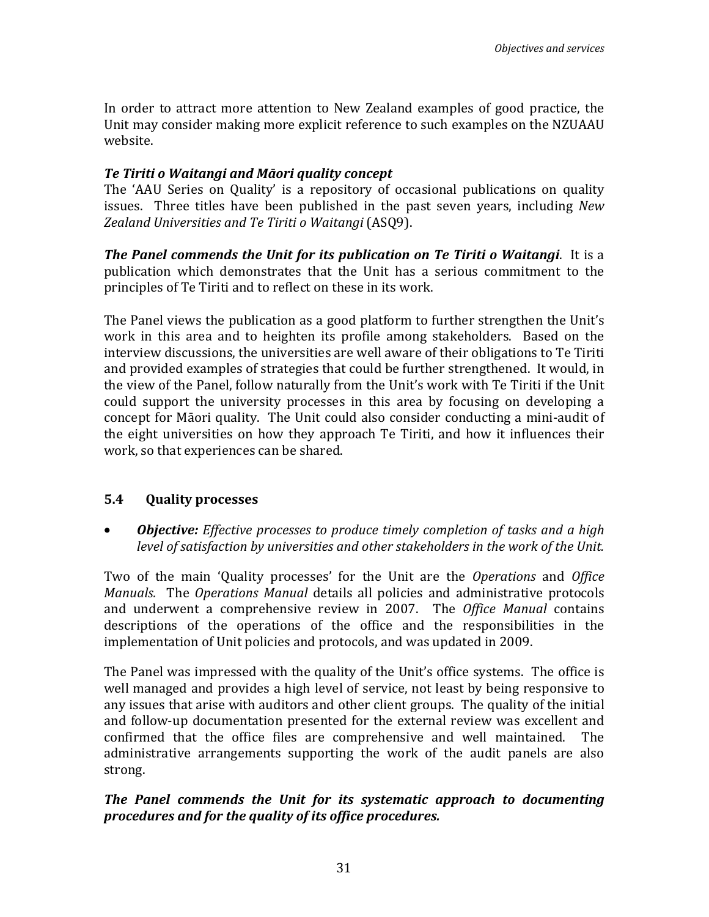In order to attract more attention to New Zealand examples of good practice, the Unit may consider making more explicit reference to such examples on the NZUAAU website.

***Te Tiriti o Waitangi and Māori quality concept***

The 'AAU Series on Quality' is a repository of occasional publications on quality issues. Three titles have been published in the past seven years, including *New Zealand Universities and Te Tiriti o Waitangi* (ASQ9).

***The Panel commends the Unit for its publication on Te Tiriti o Waitangi***. It is a publication which demonstrates that the Unit has a serious commitment to the principles of Te Tiriti and to reflect on these in its work.

The Panel views the publication as a good platform to further strengthen the Unit's work in this area and to heighten its profile among stakeholders. Based on the interview discussions, the universities are well aware of their obligations to Te Tiriti and provided examples of strategies that could be further strengthened. It would, in the view of the Panel, follow naturally from the Unit's work with Te Tiriti if the Unit could support the university processes in this area by focusing on developing a concept for Māori quality. The Unit could also consider conducting a mini-audit of the eight universities on how they approach Te Tiriti, and how it influences their work, so that experiences can be shared.

## 5.4 Quality processes

- ***Objective:*** *Effective processes to produce timely completion of tasks and a high level of satisfaction by universities and other stakeholders in the work of the Unit.*

Two of the main 'Quality processes' for the Unit are the *Operations* and *Office Manuals.* The *Operations Manual* details all policies and administrative protocols and underwent a comprehensive review in 2007. The *Office Manual* contains descriptions of the operations of the office and the responsibilities in the implementation of Unit policies and protocols, and was updated in 2009.

The Panel was impressed with the quality of the Unit's office systems. The office is well managed and provides a high level of service, not least by being responsive to any issues that arise with auditors and other client groups. The quality of the initial and follow-up documentation presented for the external review was excellent and confirmed that the office files are comprehensive and well maintained. The administrative arrangements supporting the work of the audit panels are also strong.

***The Panel commends the Unit for its systematic approach to documenting procedures and for the quality of its office procedures.***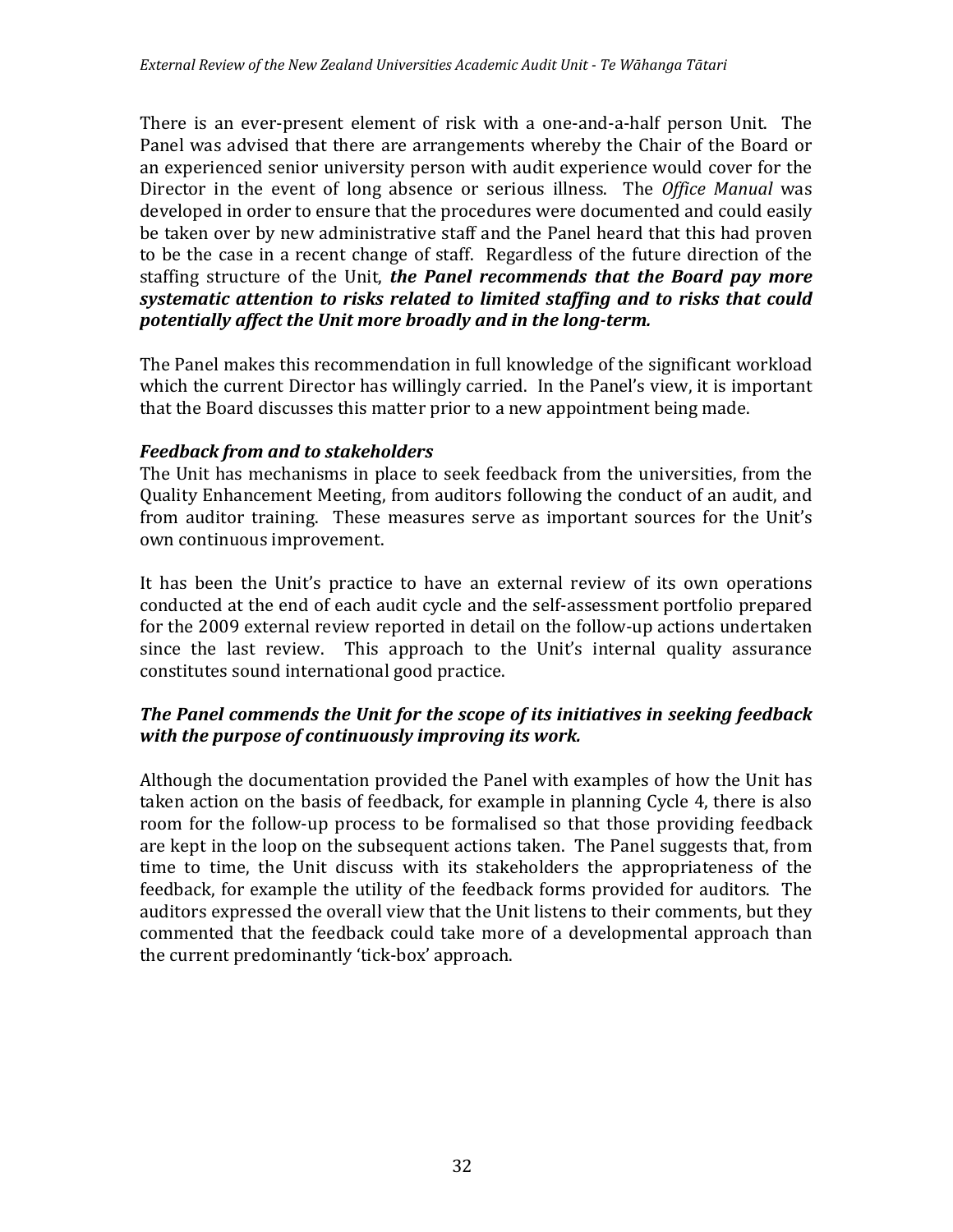There is an ever-present element of risk with a one-and-a-half person Unit. The Panel was advised that there are arrangements whereby the Chair of the Board or an experienced senior university person with audit experience would cover for the Director in the event of long absence or serious illness. The *Office Manual* was developed in order to ensure that the procedures were documented and could easily be taken over by new administrative staff and the Panel heard that this had proven to be the case in a recent change of staff. Regardless of the future direction of the staffing structure of the Unit, ***the Panel recommends that the Board pay more systematic attention to risks related to limited staffing and to risks that could potentially affect the Unit more broadly and in the long-term.***

The Panel makes this recommendation in full knowledge of the significant workload which the current Director has willingly carried. In the Panel's view, it is important that the Board discusses this matter prior to a new appointment being made.

### *Feedback from and to stakeholders*

The Unit has mechanisms in place to seek feedback from the universities, from the Quality Enhancement Meeting, from auditors following the conduct of an audit, and from auditor training. These measures serve as important sources for the Unit's own continuous improvement.

It has been the Unit's practice to have an external review of its own operations conducted at the end of each audit cycle and the self-assessment portfolio prepared for the 2009 external review reported in detail on the follow-up actions undertaken since the last review. This approach to the Unit's internal quality assurance constitutes sound international good practice.

***The Panel commends the Unit for the scope of its initiatives in seeking feedback with the purpose of continuously improving its work.***

Although the documentation provided the Panel with examples of how the Unit has taken action on the basis of feedback, for example in planning Cycle 4, there is also room for the follow-up process to be formalised so that those providing feedback are kept in the loop on the subsequent actions taken. The Panel suggests that, from time to time, the Unit discuss with its stakeholders the appropriateness of the feedback, for example the utility of the feedback forms provided for auditors. The auditors expressed the overall view that the Unit listens to their comments, but they commented that the feedback could take more of a developmental approach than the current predominantly 'tick-box' approach.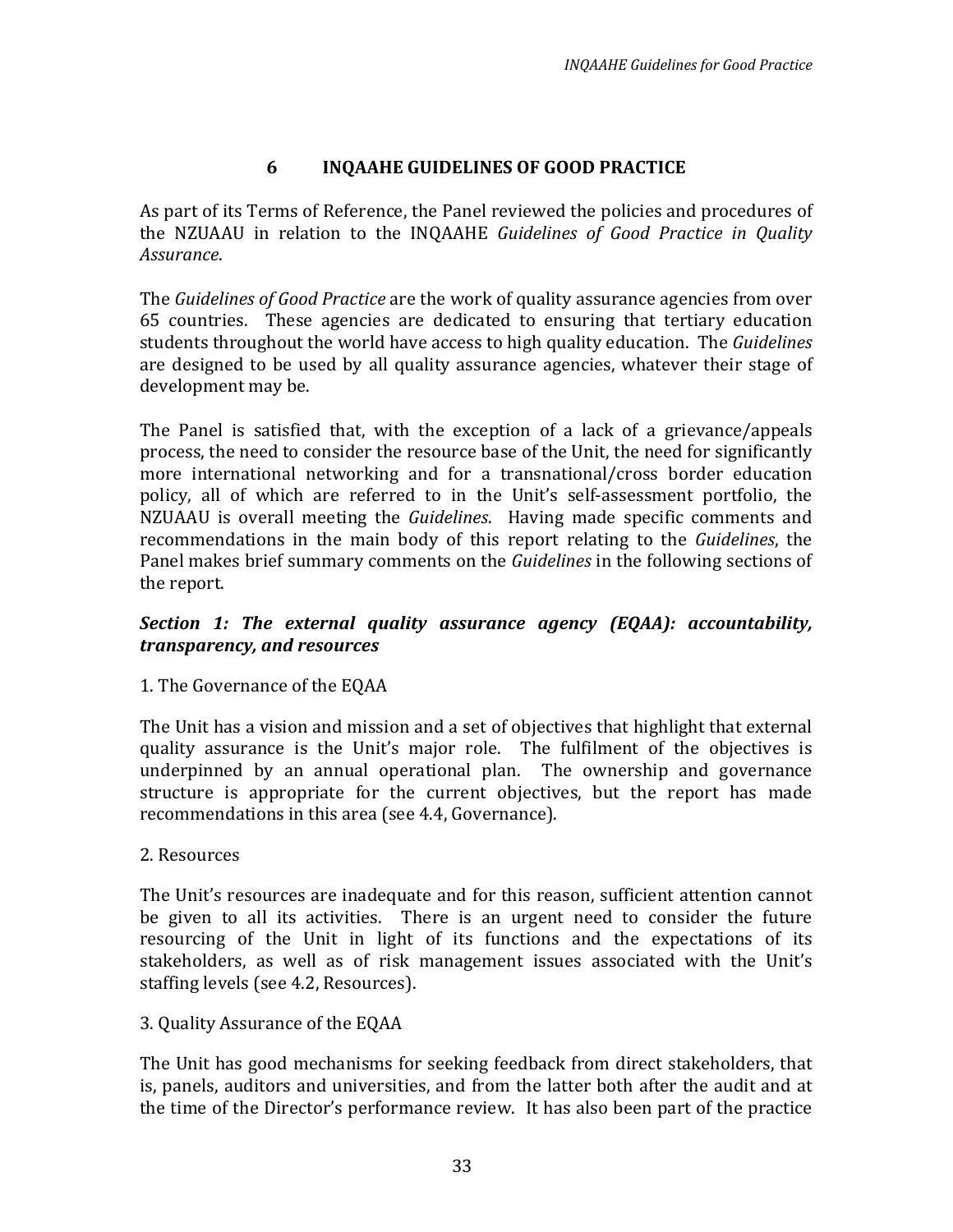# 6 INQAAHE GUIDELINES OF GOOD PRACTICE

As part of its Terms of Reference, the Panel reviewed the policies and procedures of the NZUAAU in relation to the INQAAHE *Guidelines of Good Practice in Quality Assurance*.

The *Guidelines of Good Practice* are the work of quality assurance agencies from over 65 countries. These agencies are dedicated to ensuring that tertiary education students throughout the world have access to high quality education. The *Guidelines* are designed to be used by all quality assurance agencies, whatever their stage of development may be.

The Panel is satisfied that, with the exception of a lack of a grievance/appeals process, the need to consider the resource base of the Unit, the need for significantly more international networking and for a transnational/cross border education policy, all of which are referred to in the Unit's self-assessment portfolio, the NZUAAU is overall meeting the *Guidelines*. Having made specific comments and recommendations in the main body of this report relating to the *Guidelines*, the Panel makes brief summary comments on the *Guidelines* in the following sections of the report.

### *Section 1: The external quality assurance agency (EQAA): accountability, transparency, and resources*

1. The Governance of the EQAA

The Unit has a vision and mission and a set of objectives that highlight that external quality assurance is the Unit's major role. The fulfilment of the objectives is underpinned by an annual operational plan. The ownership and governance structure is appropriate for the current objectives, but the report has made recommendations in this area (see 4.4, Governance).

2. Resources

The Unit's resources are inadequate and for this reason, sufficient attention cannot be given to all its activities. There is an urgent need to consider the future resourcing of the Unit in light of its functions and the expectations of its stakeholders, as well as of risk management issues associated with the Unit's staffing levels (see 4.2, Resources).

3. Quality Assurance of the EQAA

The Unit has good mechanisms for seeking feedback from direct stakeholders, that is, panels, auditors and universities, and from the latter both after the audit and at the time of the Director's performance review. It has also been part of the practice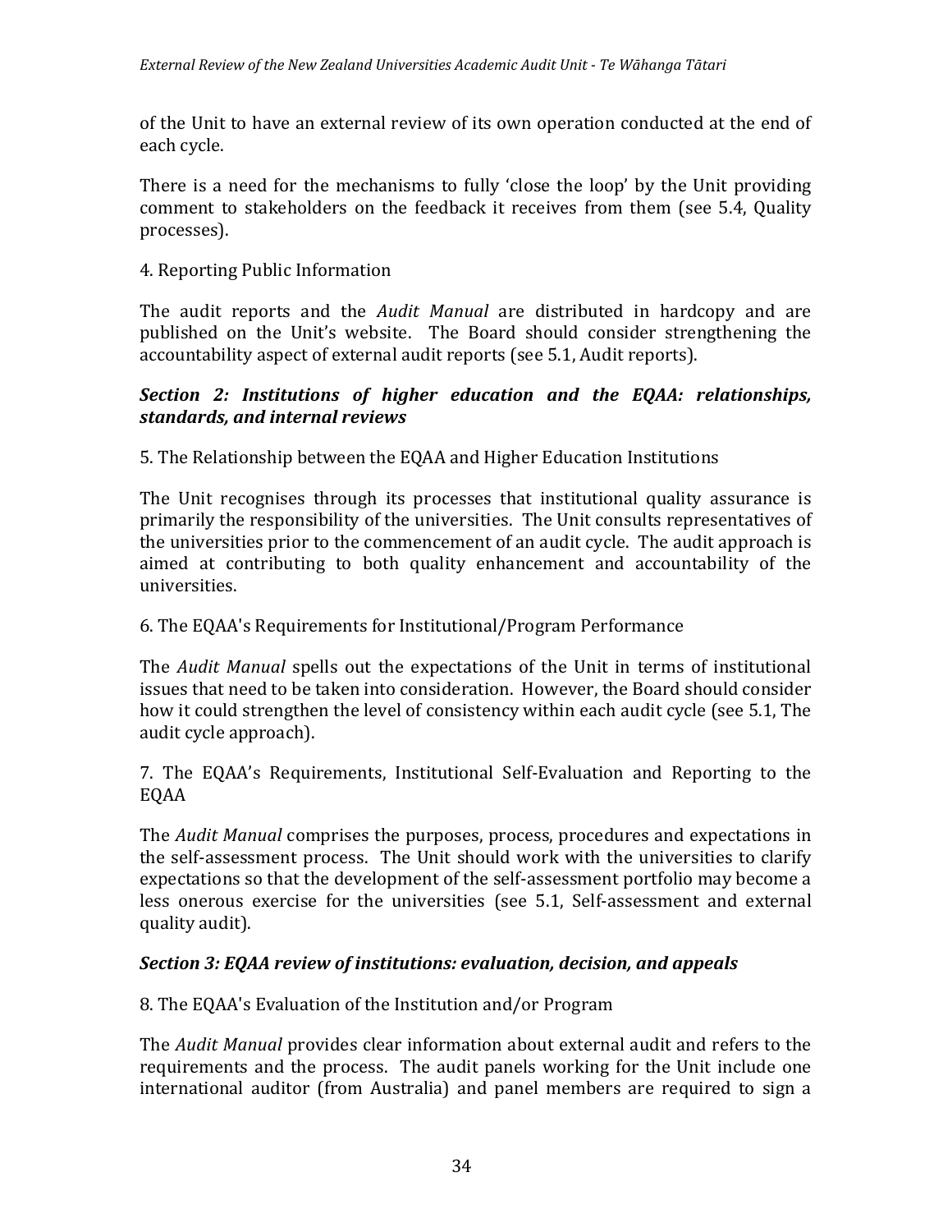of the Unit to have an external review of its own operation conducted at the end of each cycle.

There is a need for the mechanisms to fully 'close the loop' by the Unit providing comment to stakeholders on the feedback it receives from them (see 5.4, Quality processes).

4. Reporting Public Information

The audit reports and the *Audit Manual* are distributed in hardcopy and are published on the Unit's website. The Board should consider strengthening the accountability aspect of external audit reports (see 5.1, Audit reports).

***Section 2: Institutions of higher education and the EQAA: relationships, standards, and internal reviews***

5. The Relationship between the EQAA and Higher Education Institutions

The Unit recognises through its processes that institutional quality assurance is primarily the responsibility of the universities. The Unit consults representatives of the universities prior to the commencement of an audit cycle. The audit approach is aimed at contributing to both quality enhancement and accountability of the universities.

6. The EQAA's Requirements for Institutional/Program Performance

The *Audit Manual* spells out the expectations of the Unit in terms of institutional issues that need to be taken into consideration. However, the Board should consider how it could strengthen the level of consistency within each audit cycle (see 5.1, The audit cycle approach).

7. The EQAA's Requirements, Institutional Self-Evaluation and Reporting to the EQAA

The *Audit Manual* comprises the purposes, process, procedures and expectations in the self-assessment process. The Unit should work with the universities to clarify expectations so that the development of the self-assessment portfolio may become a less onerous exercise for the universities (see 5.1, Self-assessment and external quality audit).

***Section 3: EQAA review of institutions: evaluation, decision, and appeals***

8. The EQAA's Evaluation of the Institution and/or Program

The *Audit Manual* provides clear information about external audit and refers to the requirements and the process. The audit panels working for the Unit include one international auditor (from Australia) and panel members are required to sign a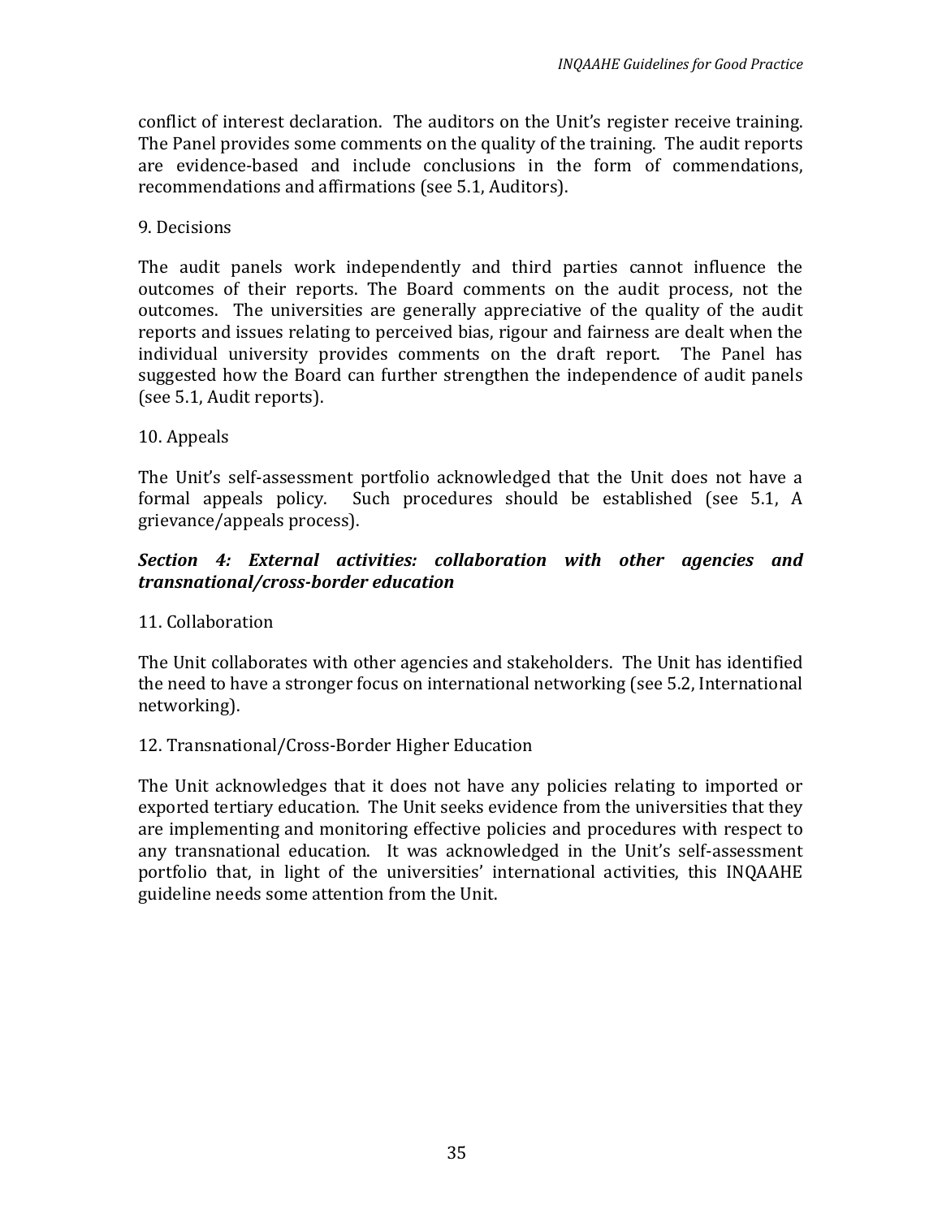conflict of interest declaration. The auditors on the Unit's register receive training. The Panel provides some comments on the quality of the training. The audit reports are evidence-based and include conclusions in the form of commendations, recommendations and affirmations (see 5.1, Auditors).

9. Decisions

The audit panels work independently and third parties cannot influence the outcomes of their reports. The Board comments on the audit process, not the outcomes. The universities are generally appreciative of the quality of the audit reports and issues relating to perceived bias, rigour and fairness are dealt when the individual university provides comments on the draft report. The Panel has suggested how the Board can further strengthen the independence of audit panels (see 5.1, Audit reports).

10. Appeals

The Unit's self-assessment portfolio acknowledged that the Unit does not have a formal appeals policy. Such procedures should be established (see 5.1, A grievance/appeals process).

### *Section 4: External activities: collaboration with other agencies and transnational/cross-border education*

11. Collaboration

The Unit collaborates with other agencies and stakeholders. The Unit has identified the need to have a stronger focus on international networking (see 5.2, International networking).

12. Transnational/Cross-Border Higher Education

The Unit acknowledges that it does not have any policies relating to imported or exported tertiary education. The Unit seeks evidence from the universities that they are implementing and monitoring effective policies and procedures with respect to any transnational education. It was acknowledged in the Unit's self-assessment portfolio that, in light of the universities' international activities, this INQAAHE guideline needs some attention from the Unit.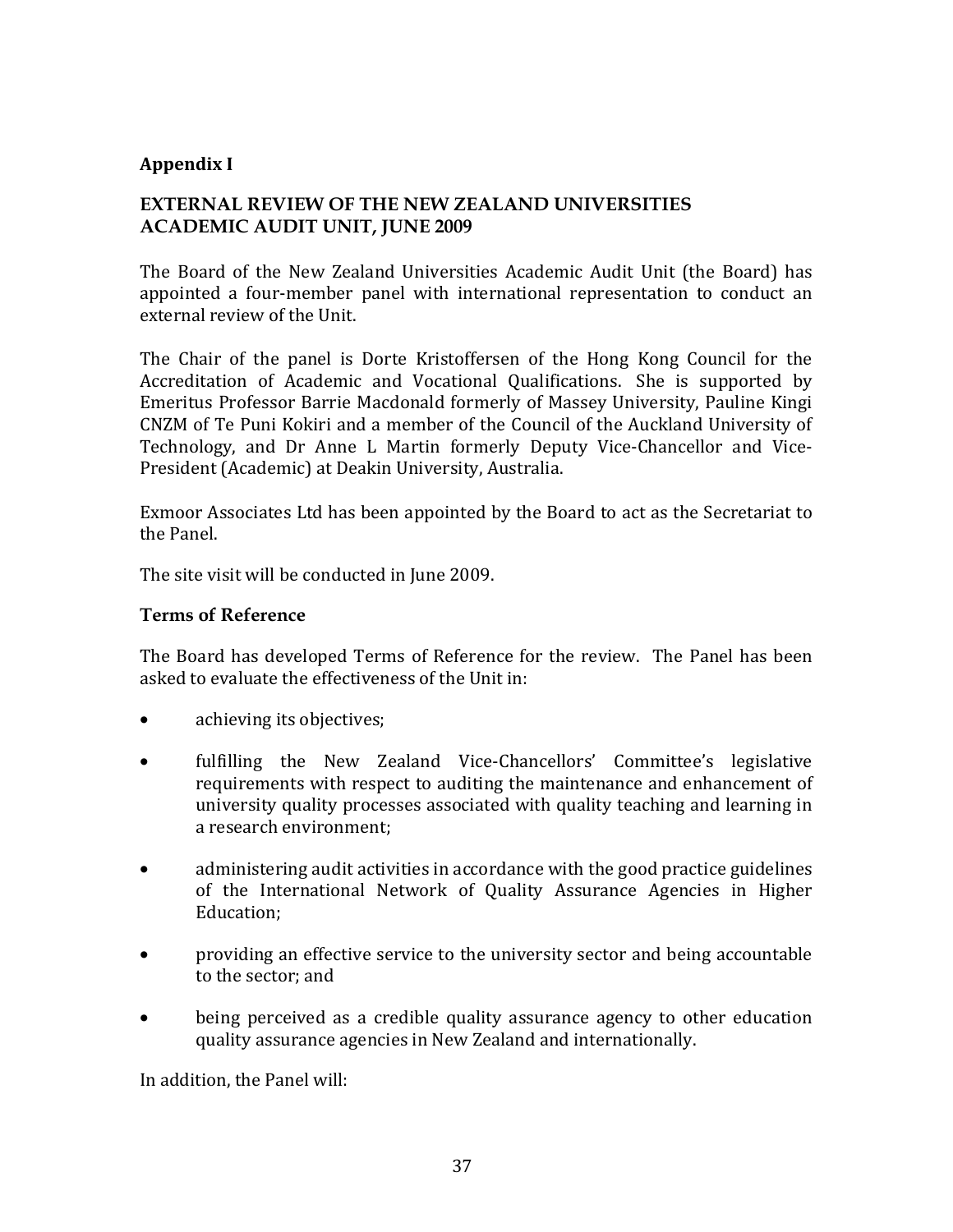## Appendix I

## EXTERNAL REVIEW OF THE NEW ZEALAND UNIVERSITIES ACADEMIC AUDIT UNIT, JUNE 2009

The Board of the New Zealand Universities Academic Audit Unit (the Board) has appointed a four-member panel with international representation to conduct an external review of the Unit.

The Chair of the panel is Dorte Kristoffersen of the Hong Kong Council for the Accreditation of Academic and Vocational Qualifications. She is supported by Emeritus Professor Barrie Macdonald formerly of Massey University, Pauline Kingi CNZM of Te Puni Kokiri and a member of the Council of the Auckland University of Technology, and Dr Anne L Martin formerly Deputy Vice-Chancellor and Vice-President (Academic) at Deakin University, Australia.

Exmoor Associates Ltd has been appointed by the Board to act as the Secretariat to the Panel.

The site visit will be conducted in June 2009.

### Terms of Reference

The Board has developed Terms of Reference for the review. The Panel has been asked to evaluate the effectiveness of the Unit in:

- achieving its objectives;
- fulfilling the New Zealand Vice-Chancellors' Committee's legislative requirements with respect to auditing the maintenance and enhancement of university quality processes associated with quality teaching and learning in a research environment;
- administering audit activities in accordance with the good practice guidelines of the International Network of Quality Assurance Agencies in Higher Education;
- providing an effective service to the university sector and being accountable to the sector; and
- being perceived as a credible quality assurance agency to other education quality assurance agencies in New Zealand and internationally.

In addition, the Panel will: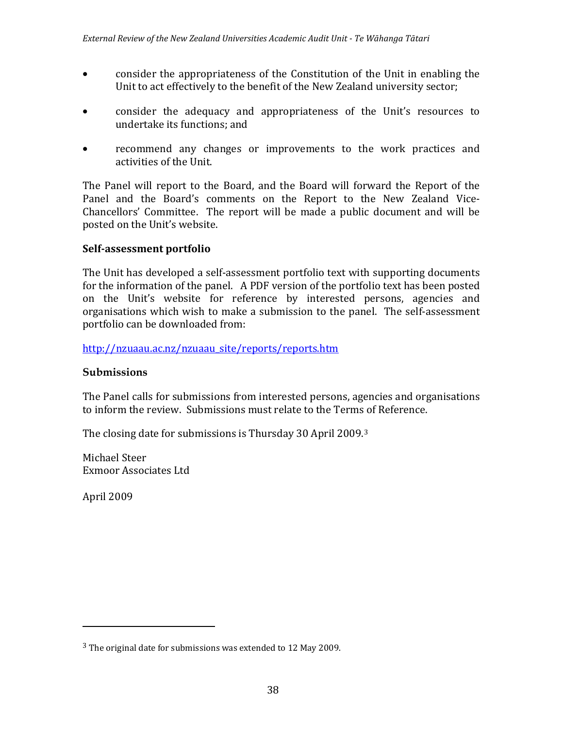- consider the appropriateness of the Constitution of the Unit in enabling the Unit to act effectively to the benefit of the New Zealand university sector;
- consider the adequacy and appropriateness of the Unit's resources to undertake its functions; and
- recommend any changes or improvements to the work practices and activities of the Unit.

The Panel will report to the Board, and the Board will forward the Report of the Panel and the Board's comments on the Report to the New Zealand Vice-Chancellors' Committee. The report will be made a public document and will be posted on the Unit's website.

**Self-assessment portfolio**

The Unit has developed a self-assessment portfolio text with supporting documents for the information of the panel. A PDF version of the portfolio text has been posted on the Unit's website for reference by interested persons, agencies and organisations which wish to make a submission to the panel. The self-assessment portfolio can be downloaded from:

http://nzuaau.ac.nz/nzuaau_site/reports/reports.htm

**Submissions**

The Panel calls for submissions from interested persons, agencies and organisations to inform the review. Submissions must relate to the Terms of Reference.

The closing date for submissions is Thursday 30 April 2009.[3]

Michael Steer
Exmoor Associates Ltd

April 2009

---

[3] The original date for submissions was extended to 12 May 2009.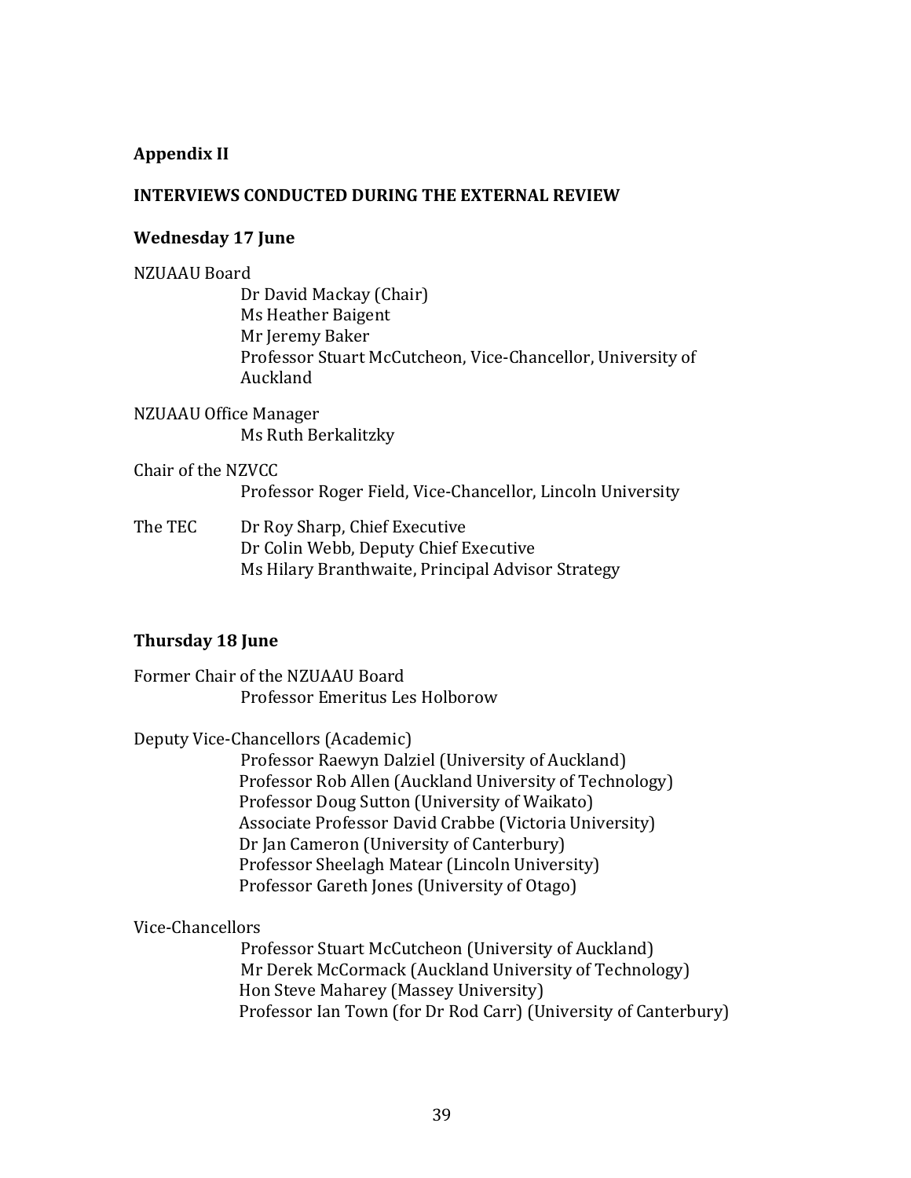## Appendix II

### INTERVIEWS CONDUCTED DURING THE EXTERNAL REVIEW

### Wednesday 17 June

NZUAAU Board

- Dr David Mackay (Chair)
- Ms Heather Baigent
- Mr Jeremy Baker
- Professor Stuart McCutcheon, Vice-Chancellor, University of Auckland

NZUAAU Office Manager

- Ms Ruth Berkalitzky

Chair of the NZVCC

- Professor Roger Field, Vice-Chancellor, Lincoln University

The TEC

- Dr Roy Sharp, Chief Executive
- Dr Colin Webb, Deputy Chief Executive
- Ms Hilary Branthwaite, Principal Advisor Strategy

### Thursday 18 June

Former Chair of the NZUAAU Board

- Professor Emeritus Les Holborow

Deputy Vice-Chancellors (Academic)

- Professor Raewyn Dalziel (University of Auckland)
- Professor Rob Allen (Auckland University of Technology)
- Professor Doug Sutton (University of Waikato)
- Associate Professor David Crabbe (Victoria University)
- Dr Jan Cameron (University of Canterbury)
- Professor Sheelagh Matear (Lincoln University)
- Professor Gareth Jones (University of Otago)

Vice-Chancellors

- Professor Stuart McCutcheon (University of Auckland)
- Mr Derek McCormack (Auckland University of Technology)
- Hon Steve Maharey (Massey University)
- Professor Ian Town (for Dr Rod Carr) (University of Canterbury)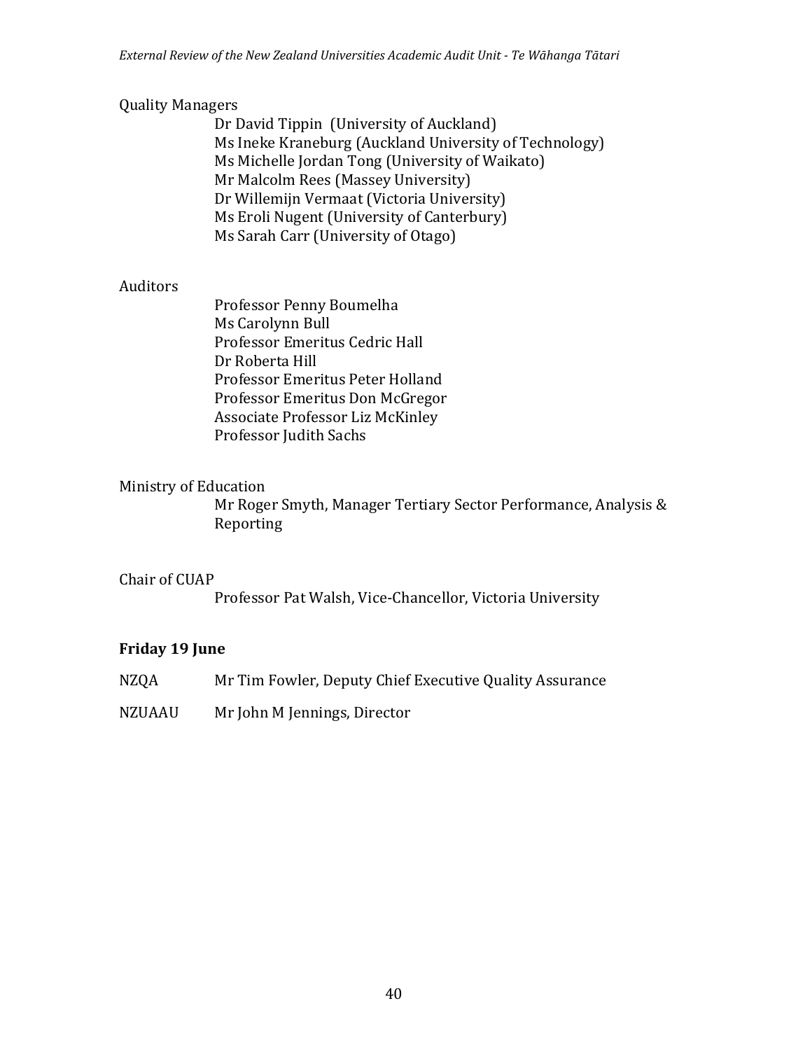Quality Managers

Dr David Tippin (University of Auckland)
Ms Ineke Kraneburg (Auckland University of Technology)
Ms Michelle Jordan Tong (University of Waikato)
Mr Malcolm Rees (Massey University)
Dr Willemijn Vermaat (Victoria University)
Ms Eroli Nugent (University of Canterbury)
Ms Sarah Carr (University of Otago)

Auditors

Professor Penny Boumelha
Ms Carolynn Bull
Professor Emeritus Cedric Hall
Dr Roberta Hill
Professor Emeritus Peter Holland
Professor Emeritus Don McGregor
Associate Professor Liz McKinley
Professor Judith Sachs

Ministry of Education

Mr Roger Smyth, Manager Tertiary Sector Performance, Analysis & Reporting

Chair of CUAP

Professor Pat Walsh, Vice-Chancellor, Victoria University

**Friday 19 June**

| | |
|---|---|
| NZQA | Mr Tim Fowler, Deputy Chief Executive Quality Assurance |
| NZUAAU | Mr John M Jennings, Director |